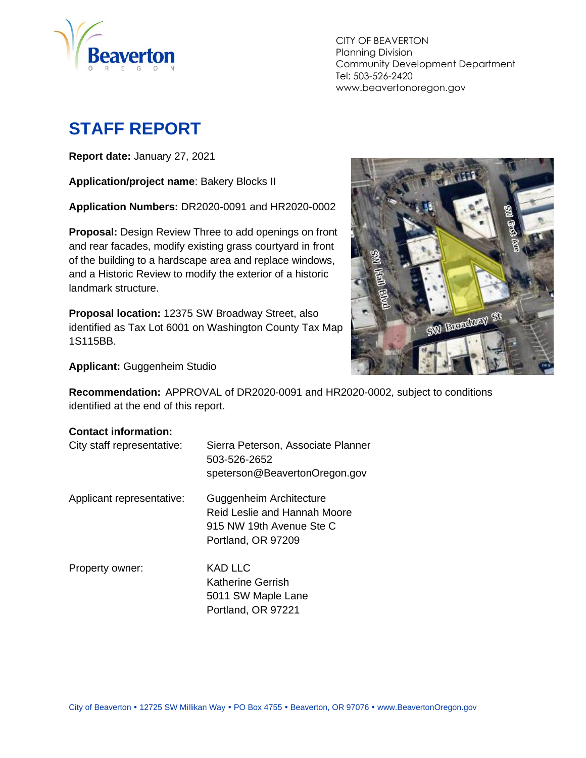CITY OF BEAVERTON
Planning Division
Community Development Department
Tel: 503-526-2420
www.beavertonoregon.gov

# STAFF REPORT

**Report date:** January 27, 2021

**Application/project name**: Bakery Blocks II

**Application Numbers:** DR2020-0091 and HR2020-0002

**Proposal:** Design Review Three to add openings on front and rear facades, modify existing grass courtyard in front of the building to a hardscape area and replace windows, and a Historic Review to modify the exterior of a historic landmark structure.

**Proposal location:** 12375 SW Broadway Street, also identified as Tax Lot 6001 on Washington County Tax Map 1S115BB.

**Applicant:** Guggenheim Studio

**Recommendation:** APPROVAL of DR2020-0091 and HR2020-0002, subject to conditions identified at the end of this report.

**Contact information:**

| | |
|---|---|
| City staff representative: | Sierra Peterson, Associate Planner<br>503-526-2652<br>speterson@BeavertonOregon.gov |
| Applicant representative: | Guggenheim Architecture<br>Reid Leslie and Hannah Moore<br>915 NW 19th Avenue Ste C<br>Portland, OR 97209 |
| Property owner: | KAD LLC<br>Katherine Gerrish<br>5011 SW Maple Lane<br>Portland, OR 97221 |

City of Beaverton • 12725 SW Millikan Way • PO Box 4755 • Beaverton, OR 97076 • www.BeavertonOregon.gov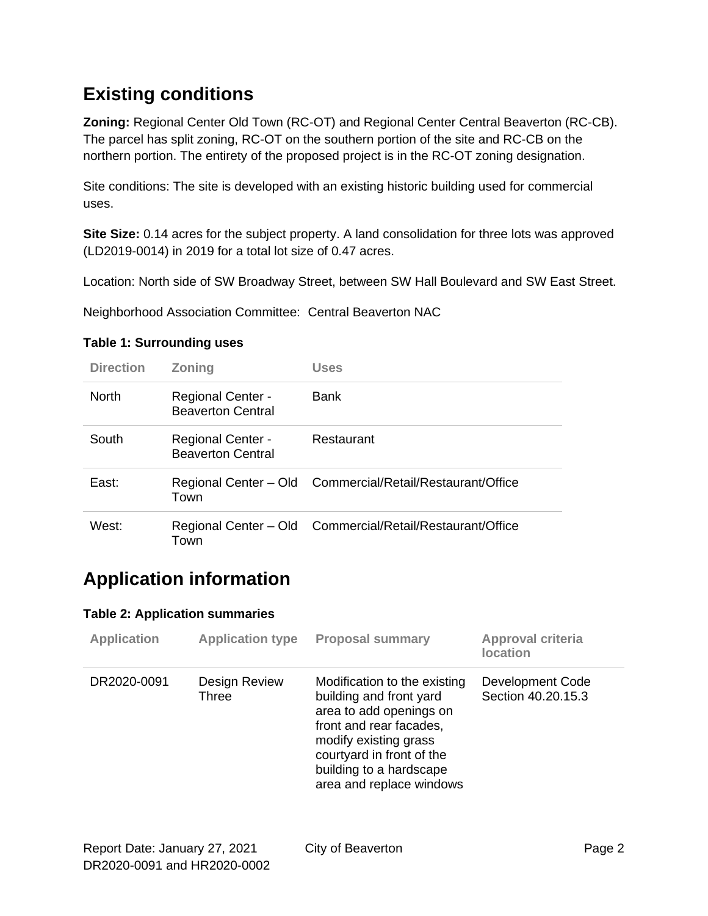## Existing conditions

**Zoning:** Regional Center Old Town (RC-OT) and Regional Center Central Beaverton (RC-CB). The parcel has split zoning, RC-OT on the southern portion of the site and RC-CB on the northern portion. The entirety of the proposed project is in the RC-OT zoning designation.

Site conditions: The site is developed with an existing historic building used for commercial uses.

**Site Size:** 0.14 acres for the subject property. A land consolidation for three lots was approved (LD2019-0014) in 2019 for a total lot size of 0.47 acres.

Location: North side of SW Broadway Street, between SW Hall Boulevard and SW East Street.

Neighborhood Association Committee: Central Beaverton NAC

**Table 1: Surrounding uses**

| Direction | Zoning | Uses |
|---|---|---|
| North | Regional Center - Beaverton Central | Bank |
| South | Regional Center - Beaverton Central | Restaurant |
| East: | Regional Center – Old Town | Commercial/Retail/Restaurant/Office |
| West: | Regional Center – Old Town | Commercial/Retail/Restaurant/Office |

## Application information

**Table 2: Application summaries**

| Application | Application type | Proposal summary | Approval criteria location |
|---|---|---|---|
| DR2020-0091 | Design Review Three | Modification to the existing building and front yard area to add openings on front and rear facades, modify existing grass courtyard in front of the building to a hardscape area and replace windows | Development Code Section 40.20.15.3 |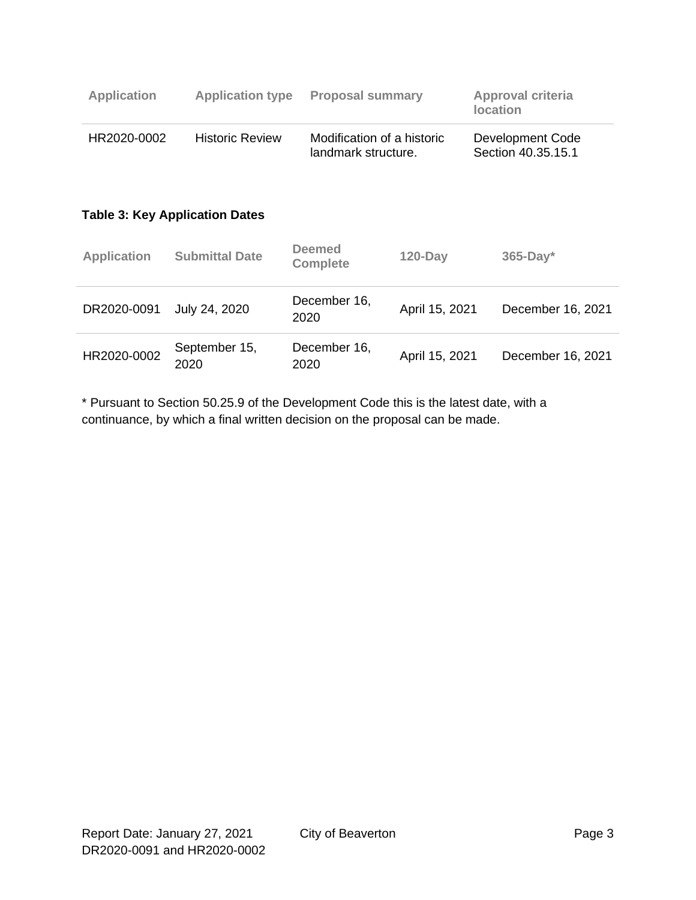| Application | Application type | Proposal summary | Approval criteria location |
|---|---|---|---|
| HR2020-0002 | Historic Review | Modification of a historic landmark structure. | Development Code Section 40.35.15.1 |

**Table 3: Key Application Dates**

| Application | Submittal Date | Deemed Complete | 120-Day | 365-Day* |
|---|---|---|---|---|
| DR2020-0091 | July 24, 2020 | December 16, 2020 | April 15, 2021 | December 16, 2021 |
| HR2020-0002 | September 15, 2020 | December 16, 2020 | April 15, 2021 | December 16, 2021 |

* Pursuant to Section 50.25.9 of the Development Code this is the latest date, with a continuance, by which a final written decision on the proposal can be made.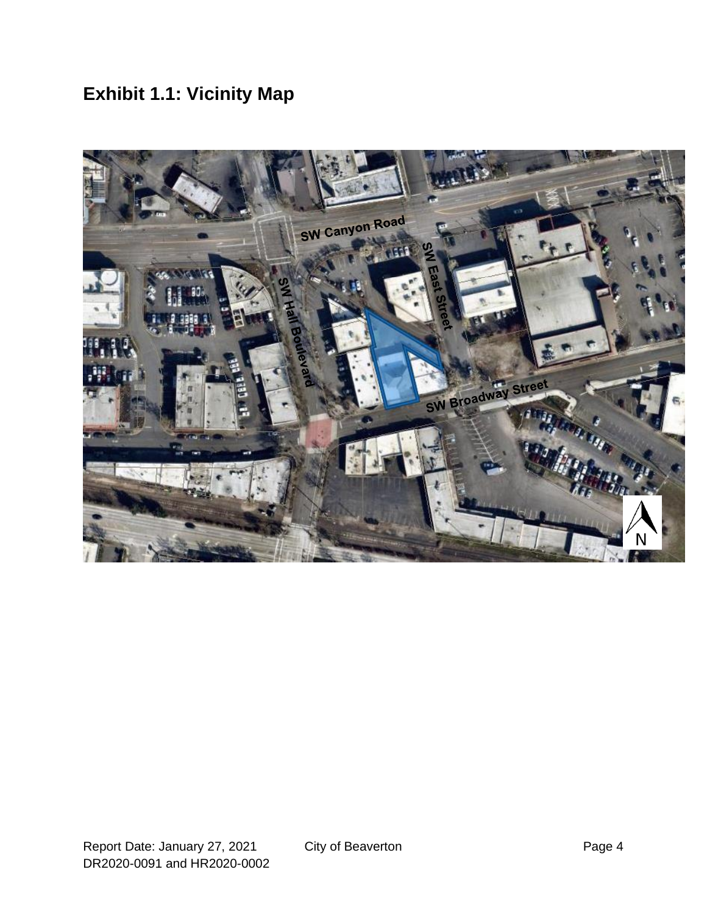## Exhibit 1.1: Vicinity Map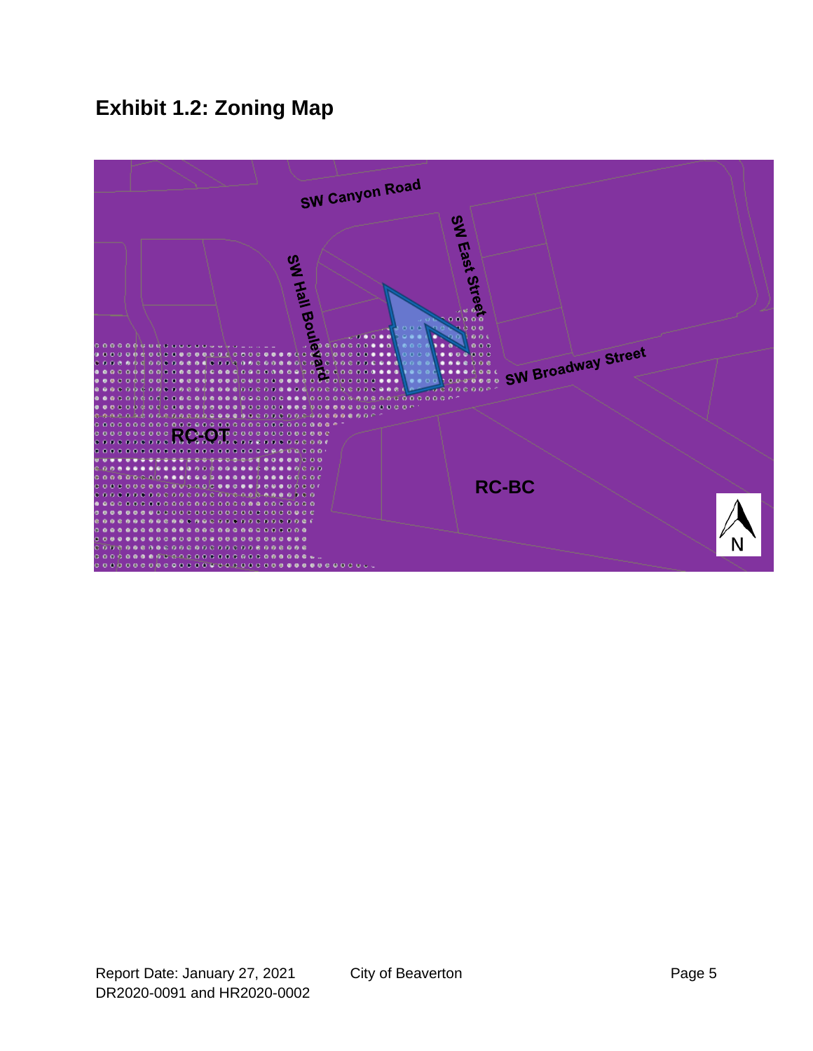## Exhibit 1.2: Zoning Map

SW Canyon Road

SW East Street

SW Hall Boulevard

SW Broadway Street

RC-OT

RC-BC

N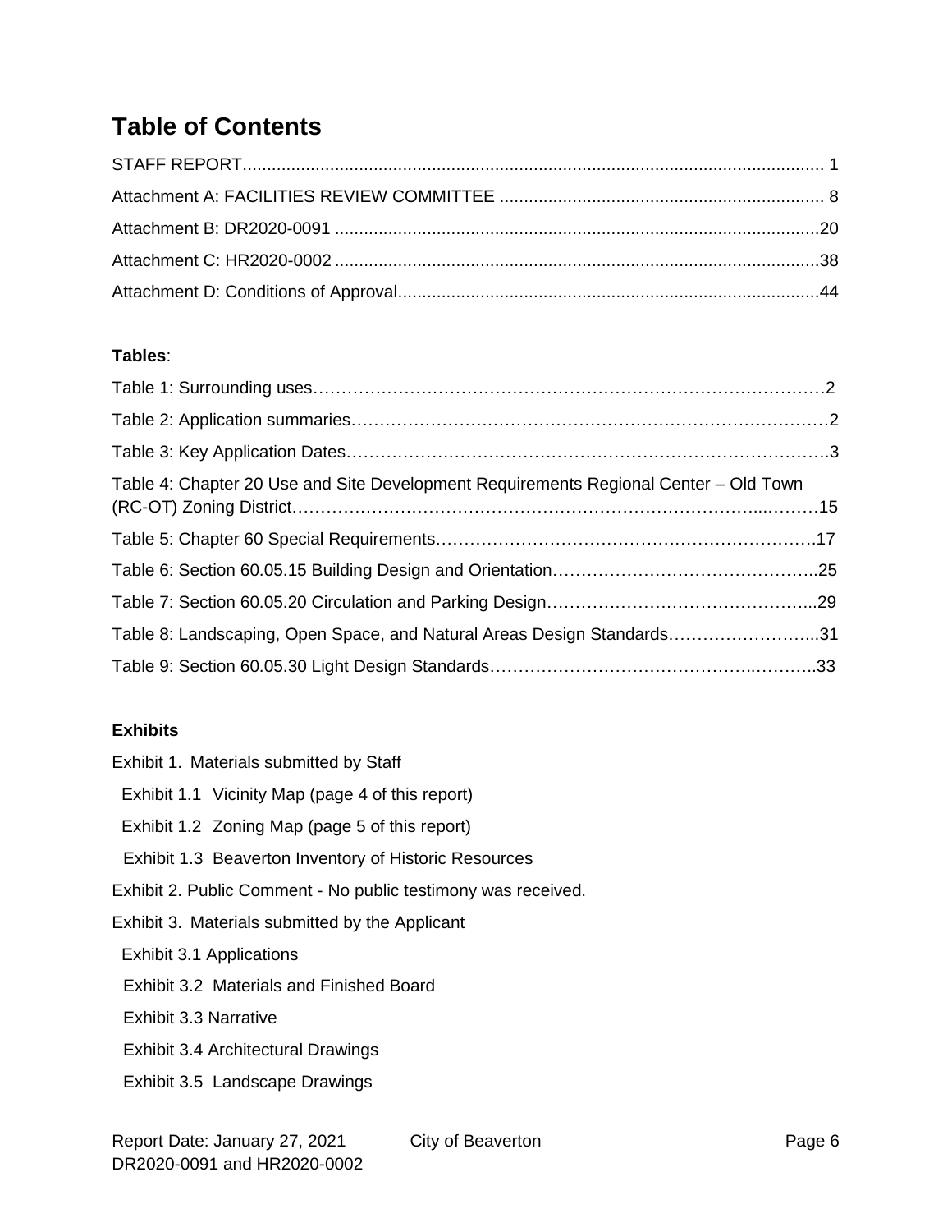# Table of Contents

STAFF REPORT........................................................................................................................ 1

Attachment A: FACILITIES REVIEW COMMITTEE .................................................................. 8

Attachment B: DR2020-0091 ...................................................................................................20

Attachment C: HR2020-0002 ...................................................................................................38

Attachment D: Conditions of Approval......................................................................................44

**Tables**:

Table 1: Surrounding uses………………………………………………………………………………2

Table 2: Application summaries…………………………………………………………………………2

Table 3: Key Application Dates………………………………………………………………………….3

Table 4: Chapter 20 Use and Site Development Requirements Regional Center – Old Town (RC-OT) Zoning District…………………………………………………………………………...………15

Table 5: Chapter 60 Special Requirements…………………………………………………………17

Table 6: Section 60.05.15 Building Design and Orientation………………………………………..25

Table 7: Section 60.05.20 Circulation and Parking Design………………………………………...29

Table 8: Landscaping, Open Space, and Natural Areas Design Standards……………………...31

Table 9: Section 60.05.30 Light Design Standards…………………………………….………..33

**Exhibits**

Exhibit 1. Materials submitted by Staff

- Exhibit 1.1 Vicinity Map (page 4 of this report)
- Exhibit 1.2 Zoning Map (page 5 of this report)
- Exhibit 1.3 Beaverton Inventory of Historic Resources

Exhibit 2. Public Comment - No public testimony was received.

Exhibit 3. Materials submitted by the Applicant

- Exhibit 3.1 Applications
- Exhibit 3.2 Materials and Finished Board
- Exhibit 3.3 Narrative
- Exhibit 3.4 Architectural Drawings
- Exhibit 3.5 Landscape Drawings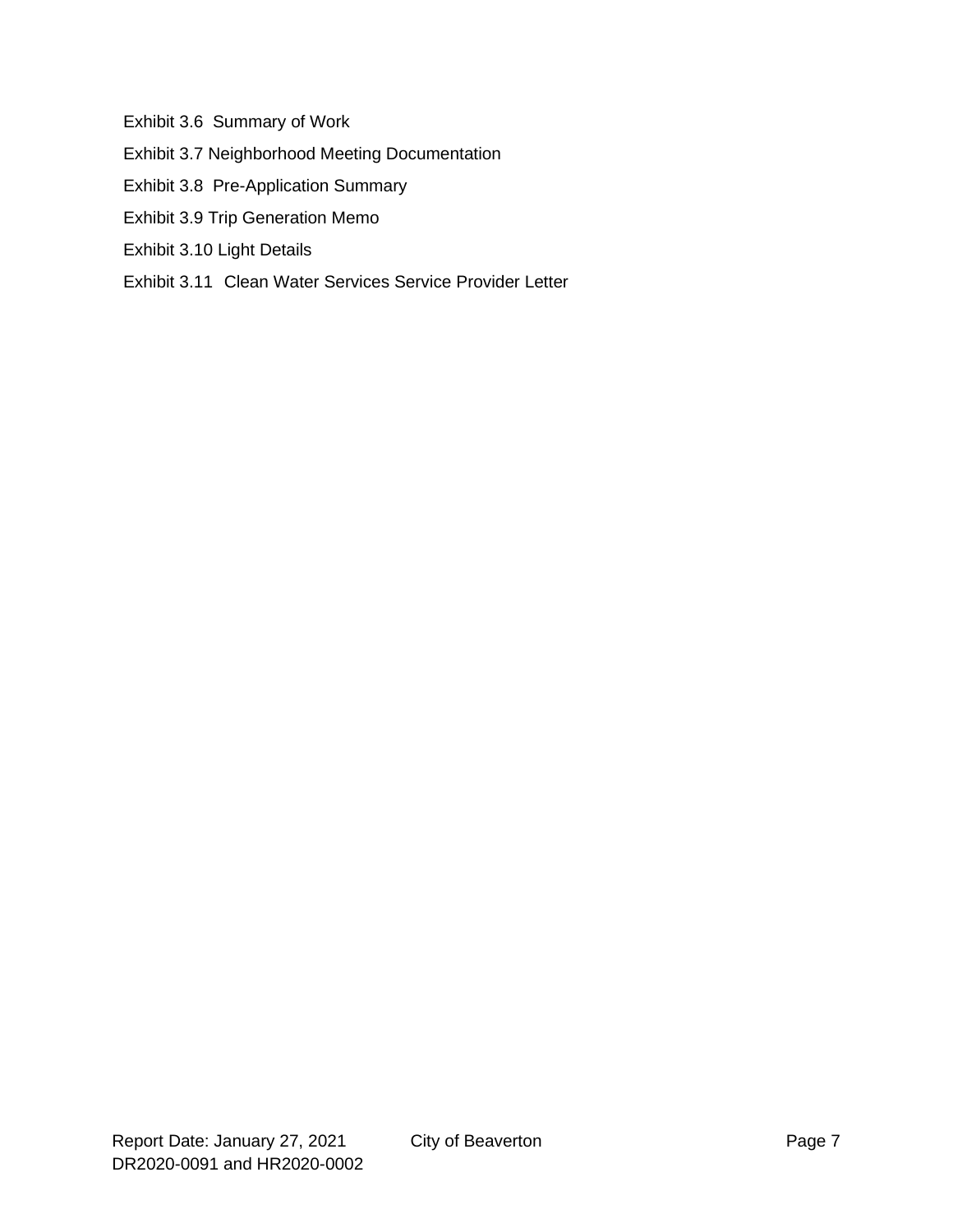Exhibit 3.6 Summary of Work

Exhibit 3.7 Neighborhood Meeting Documentation

Exhibit 3.8 Pre-Application Summary

Exhibit 3.9 Trip Generation Memo

Exhibit 3.10 Light Details

Exhibit 3.11 Clean Water Services Service Provider Letter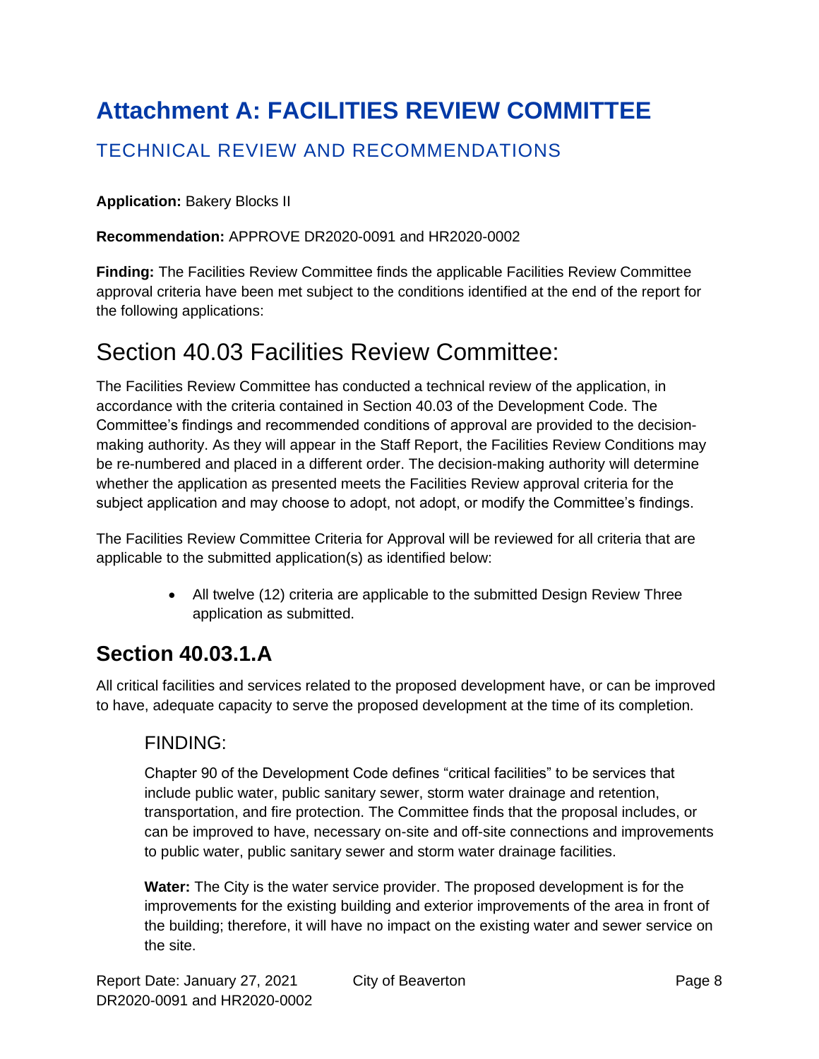# Attachment A: FACILITIES REVIEW COMMITTEE

## TECHNICAL REVIEW AND RECOMMENDATIONS

**Application:** Bakery Blocks II

**Recommendation:** APPROVE DR2020-0091 and HR2020-0002

**Finding:** The Facilities Review Committee finds the applicable Facilities Review Committee approval criteria have been met subject to the conditions identified at the end of the report for the following applications:

# Section 40.03 Facilities Review Committee:

The Facilities Review Committee has conducted a technical review of the application, in accordance with the criteria contained in Section 40.03 of the Development Code. The Committee's findings and recommended conditions of approval are provided to the decision-making authority. As they will appear in the Staff Report, the Facilities Review Conditions may be re-numbered and placed in a different order. The decision-making authority will determine whether the application as presented meets the Facilities Review approval criteria for the subject application and may choose to adopt, not adopt, or modify the Committee's findings.

The Facilities Review Committee Criteria for Approval will be reviewed for all criteria that are applicable to the submitted application(s) as identified below:

- All twelve (12) criteria are applicable to the submitted Design Review Three application as submitted.

## Section 40.03.1.A

All critical facilities and services related to the proposed development have, or can be improved to have, adequate capacity to serve the proposed development at the time of its completion.

### FINDING:

Chapter 90 of the Development Code defines "critical facilities" to be services that include public water, public sanitary sewer, storm water drainage and retention, transportation, and fire protection. The Committee finds that the proposal includes, or can be improved to have, necessary on-site and off-site connections and improvements to public water, public sanitary sewer and storm water drainage facilities.

**Water:** The City is the water service provider. The proposed development is for the improvements for the existing building and exterior improvements of the area in front of the building; therefore, it will have no impact on the existing water and sewer service on the site.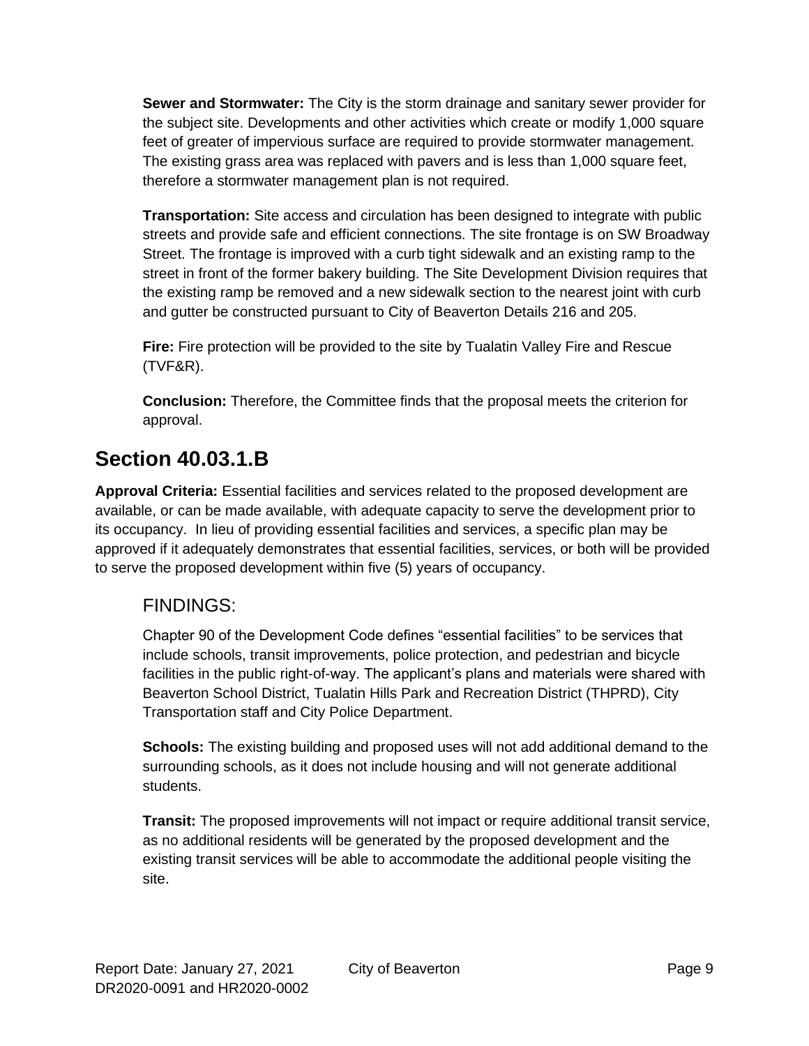**Sewer and Stormwater:** The City is the storm drainage and sanitary sewer provider for the subject site. Developments and other activities which create or modify 1,000 square feet of greater of impervious surface are required to provide stormwater management. The existing grass area was replaced with pavers and is less than 1,000 square feet, therefore a stormwater management plan is not required.

**Transportation:** Site access and circulation has been designed to integrate with public streets and provide safe and efficient connections. The site frontage is on SW Broadway Street. The frontage is improved with a curb tight sidewalk and an existing ramp to the street in front of the former bakery building. The Site Development Division requires that the existing ramp be removed and a new sidewalk section to the nearest joint with curb and gutter be constructed pursuant to City of Beaverton Details 216 and 205.

**Fire:** Fire protection will be provided to the site by Tualatin Valley Fire and Rescue (TVF&R).

**Conclusion:** Therefore, the Committee finds that the proposal meets the criterion for approval.

## Section 40.03.1.B

**Approval Criteria:** Essential facilities and services related to the proposed development are available, or can be made available, with adequate capacity to serve the development prior to its occupancy. In lieu of providing essential facilities and services, a specific plan may be approved if it adequately demonstrates that essential facilities, services, or both will be provided to serve the proposed development within five (5) years of occupancy.

### FINDINGS:

Chapter 90 of the Development Code defines "essential facilities" to be services that include schools, transit improvements, police protection, and pedestrian and bicycle facilities in the public right-of-way. The applicant's plans and materials were shared with Beaverton School District, Tualatin Hills Park and Recreation District (THPRD), City Transportation staff and City Police Department.

**Schools:** The existing building and proposed uses will not add additional demand to the surrounding schools, as it does not include housing and will not generate additional students.

**Transit:** The proposed improvements will not impact or require additional transit service, as no additional residents will be generated by the proposed development and the existing transit services will be able to accommodate the additional people visiting the site.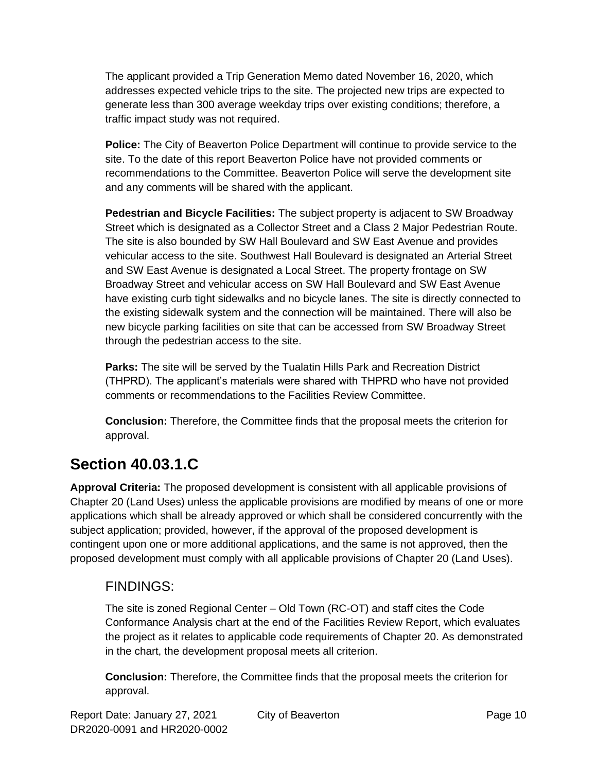The applicant provided a Trip Generation Memo dated November 16, 2020, which addresses expected vehicle trips to the site. The projected new trips are expected to generate less than 300 average weekday trips over existing conditions; therefore, a traffic impact study was not required.

**Police:** The City of Beaverton Police Department will continue to provide service to the site. To the date of this report Beaverton Police have not provided comments or recommendations to the Committee. Beaverton Police will serve the development site and any comments will be shared with the applicant.

**Pedestrian and Bicycle Facilities:** The subject property is adjacent to SW Broadway Street which is designated as a Collector Street and a Class 2 Major Pedestrian Route. The site is also bounded by SW Hall Boulevard and SW East Avenue and provides vehicular access to the site. Southwest Hall Boulevard is designated an Arterial Street and SW East Avenue is designated a Local Street. The property frontage on SW Broadway Street and vehicular access on SW Hall Boulevard and SW East Avenue have existing curb tight sidewalks and no bicycle lanes. The site is directly connected to the existing sidewalk system and the connection will be maintained. There will also be new bicycle parking facilities on site that can be accessed from SW Broadway Street through the pedestrian access to the site.

**Parks:** The site will be served by the Tualatin Hills Park and Recreation District (THPRD). The applicant's materials were shared with THPRD who have not provided comments or recommendations to the Facilities Review Committee.

**Conclusion:** Therefore, the Committee finds that the proposal meets the criterion for approval.

## Section 40.03.1.C

**Approval Criteria:** The proposed development is consistent with all applicable provisions of Chapter 20 (Land Uses) unless the applicable provisions are modified by means of one or more applications which shall be already approved or which shall be considered concurrently with the subject application; provided, however, if the approval of the proposed development is contingent upon one or more additional applications, and the same is not approved, then the proposed development must comply with all applicable provisions of Chapter 20 (Land Uses).

### FINDINGS:

The site is zoned Regional Center – Old Town (RC-OT) and staff cites the Code Conformance Analysis chart at the end of the Facilities Review Report, which evaluates the project as it relates to applicable code requirements of Chapter 20. As demonstrated in the chart, the development proposal meets all criterion.

**Conclusion:** Therefore, the Committee finds that the proposal meets the criterion for approval.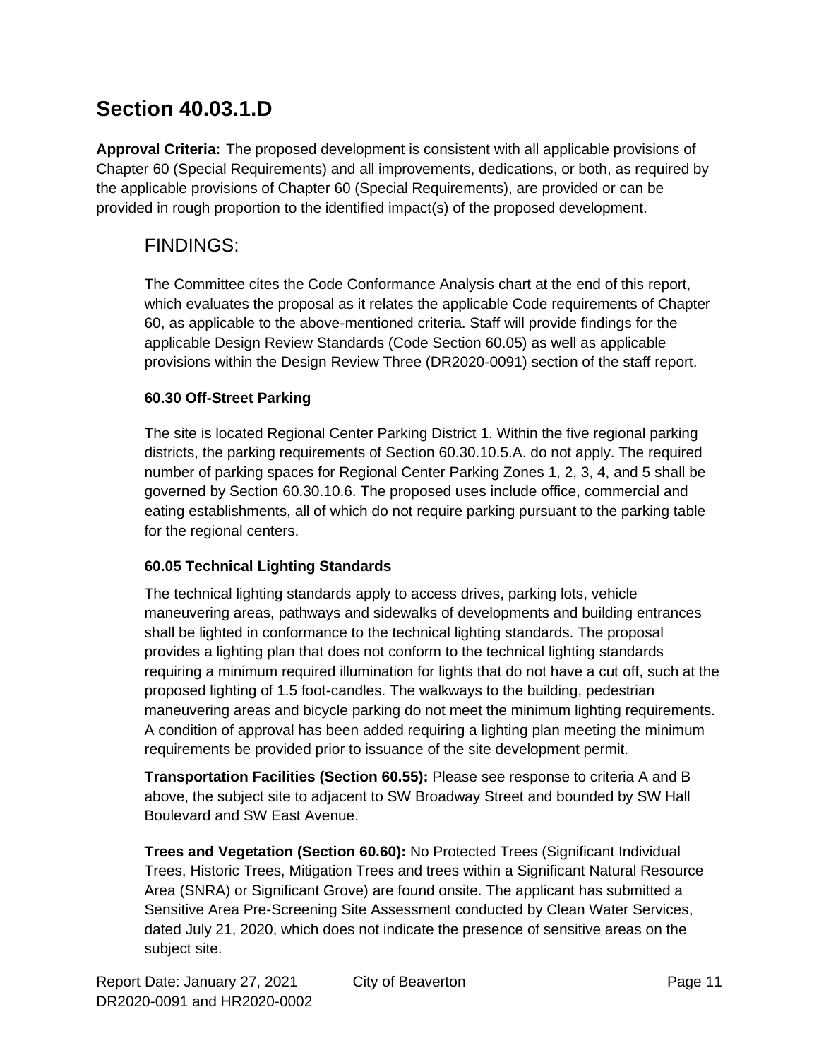## Section 40.03.1.D

**Approval Criteria:** The proposed development is consistent with all applicable provisions of Chapter 60 (Special Requirements) and all improvements, dedications, or both, as required by the applicable provisions of Chapter 60 (Special Requirements), are provided or can be provided in rough proportion to the identified impact(s) of the proposed development.

### FINDINGS:

The Committee cites the Code Conformance Analysis chart at the end of this report, which evaluates the proposal as it relates the applicable Code requirements of Chapter 60, as applicable to the above-mentioned criteria. Staff will provide findings for the applicable Design Review Standards (Code Section 60.05) as well as applicable provisions within the Design Review Three (DR2020-0091) section of the staff report.

**60.30 Off-Street Parking**

The site is located Regional Center Parking District 1. Within the five regional parking districts, the parking requirements of Section 60.30.10.5.A. do not apply. The required number of parking spaces for Regional Center Parking Zones 1, 2, 3, 4, and 5 shall be governed by Section 60.30.10.6. The proposed uses include office, commercial and eating establishments, all of which do not require parking pursuant to the parking table for the regional centers.

**60.05 Technical Lighting Standards**

The technical lighting standards apply to access drives, parking lots, vehicle maneuvering areas, pathways and sidewalks of developments and building entrances shall be lighted in conformance to the technical lighting standards. The proposal provides a lighting plan that does not conform to the technical lighting standards requiring a minimum required illumination for lights that do not have a cut off, such at the proposed lighting of 1.5 foot-candles. The walkways to the building, pedestrian maneuvering areas and bicycle parking do not meet the minimum lighting requirements. A condition of approval has been added requiring a lighting plan meeting the minimum requirements be provided prior to issuance of the site development permit.

**Transportation Facilities (Section 60.55):** Please see response to criteria A and B above, the subject site to adjacent to SW Broadway Street and bounded by SW Hall Boulevard and SW East Avenue.

**Trees and Vegetation (Section 60.60):** No Protected Trees (Significant Individual Trees, Historic Trees, Mitigation Trees and trees within a Significant Natural Resource Area (SNRA) or Significant Grove) are found onsite. The applicant has submitted a Sensitive Area Pre-Screening Site Assessment conducted by Clean Water Services, dated July 21, 2020, which does not indicate the presence of sensitive areas on the subject site.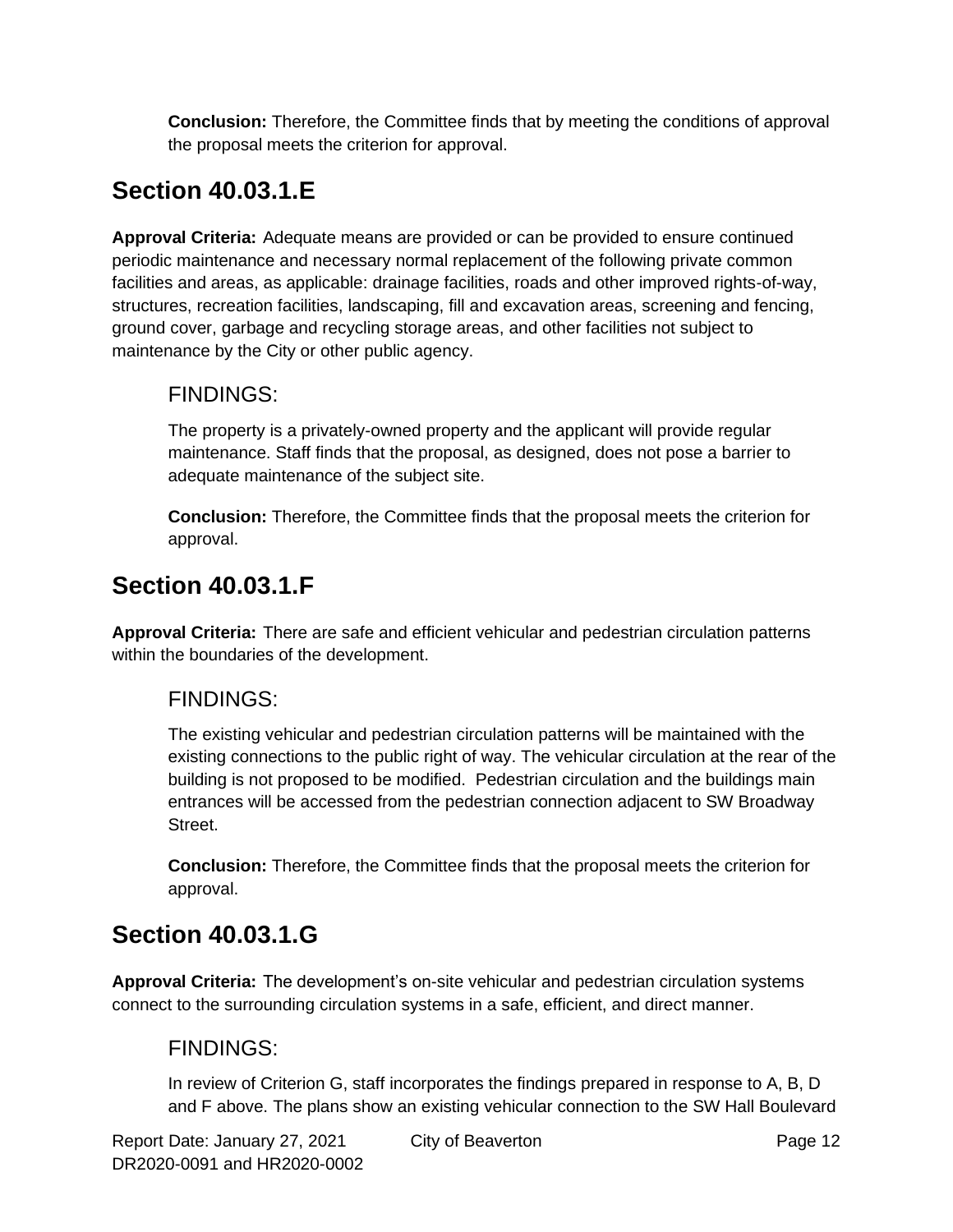**Conclusion:** Therefore, the Committee finds that by meeting the conditions of approval the proposal meets the criterion for approval.

## Section 40.03.1.E

**Approval Criteria:** Adequate means are provided or can be provided to ensure continued periodic maintenance and necessary normal replacement of the following private common facilities and areas, as applicable: drainage facilities, roads and other improved rights-of-way, structures, recreation facilities, landscaping, fill and excavation areas, screening and fencing, ground cover, garbage and recycling storage areas, and other facilities not subject to maintenance by the City or other public agency.

### FINDINGS:

The property is a privately-owned property and the applicant will provide regular maintenance. Staff finds that the proposal, as designed, does not pose a barrier to adequate maintenance of the subject site.

**Conclusion:** Therefore, the Committee finds that the proposal meets the criterion for approval.

## Section 40.03.1.F

**Approval Criteria:** There are safe and efficient vehicular and pedestrian circulation patterns within the boundaries of the development.

### FINDINGS:

The existing vehicular and pedestrian circulation patterns will be maintained with the existing connections to the public right of way. The vehicular circulation at the rear of the building is not proposed to be modified. Pedestrian circulation and the buildings main entrances will be accessed from the pedestrian connection adjacent to SW Broadway Street.

**Conclusion:** Therefore, the Committee finds that the proposal meets the criterion for approval.

## Section 40.03.1.G

**Approval Criteria:** The development's on-site vehicular and pedestrian circulation systems connect to the surrounding circulation systems in a safe, efficient, and direct manner.

### FINDINGS:

In review of Criterion G, staff incorporates the findings prepared in response to A, B, D and F above. The plans show an existing vehicular connection to the SW Hall Boulevard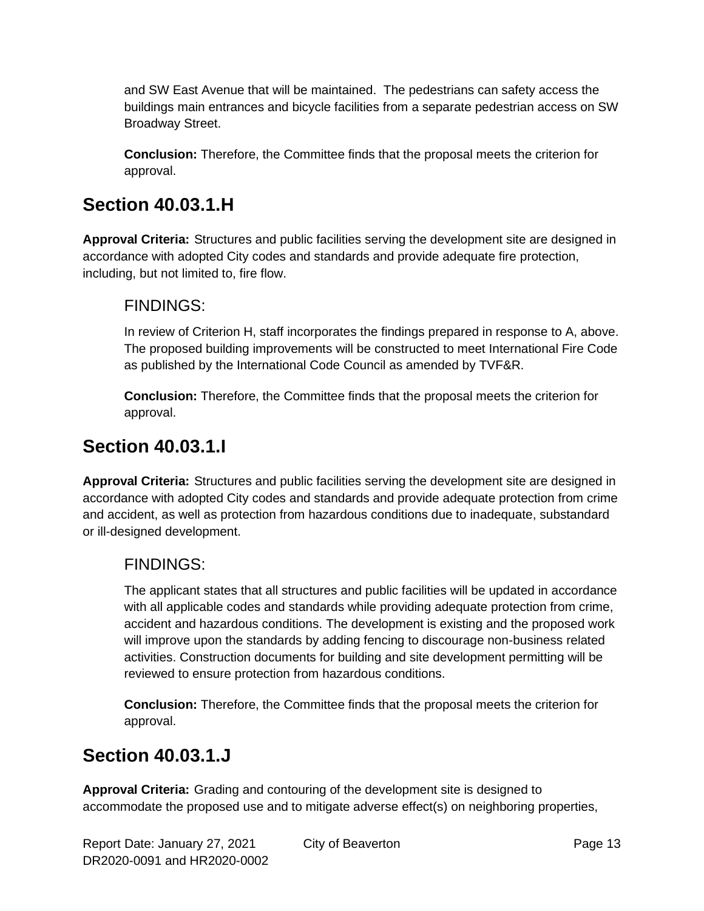and SW East Avenue that will be maintained.  The pedestrians can safety access the buildings main entrances and bicycle facilities from a separate pedestrian access on SW Broadway Street.

**Conclusion:** Therefore, the Committee finds that the proposal meets the criterion for approval.

## Section 40.03.1.H

**Approval Criteria:** Structures and public facilities serving the development site are designed in accordance with adopted City codes and standards and provide adequate fire protection, including, but not limited to, fire flow.

### FINDINGS:

In review of Criterion H, staff incorporates the findings prepared in response to A, above. The proposed building improvements will be constructed to meet International Fire Code as published by the International Code Council as amended by TVF&R.

**Conclusion:** Therefore, the Committee finds that the proposal meets the criterion for approval.

## Section 40.03.1.I

**Approval Criteria:** Structures and public facilities serving the development site are designed in accordance with adopted City codes and standards and provide adequate protection from crime and accident, as well as protection from hazardous conditions due to inadequate, substandard or ill-designed development.

### FINDINGS:

The applicant states that all structures and public facilities will be updated in accordance with all applicable codes and standards while providing adequate protection from crime, accident and hazardous conditions. The development is existing and the proposed work will improve upon the standards by adding fencing to discourage non-business related activities. Construction documents for building and site development permitting will be reviewed to ensure protection from hazardous conditions.

**Conclusion:** Therefore, the Committee finds that the proposal meets the criterion for approval.

## Section 40.03.1.J

**Approval Criteria:** Grading and contouring of the development site is designed to accommodate the proposed use and to mitigate adverse effect(s) on neighboring properties,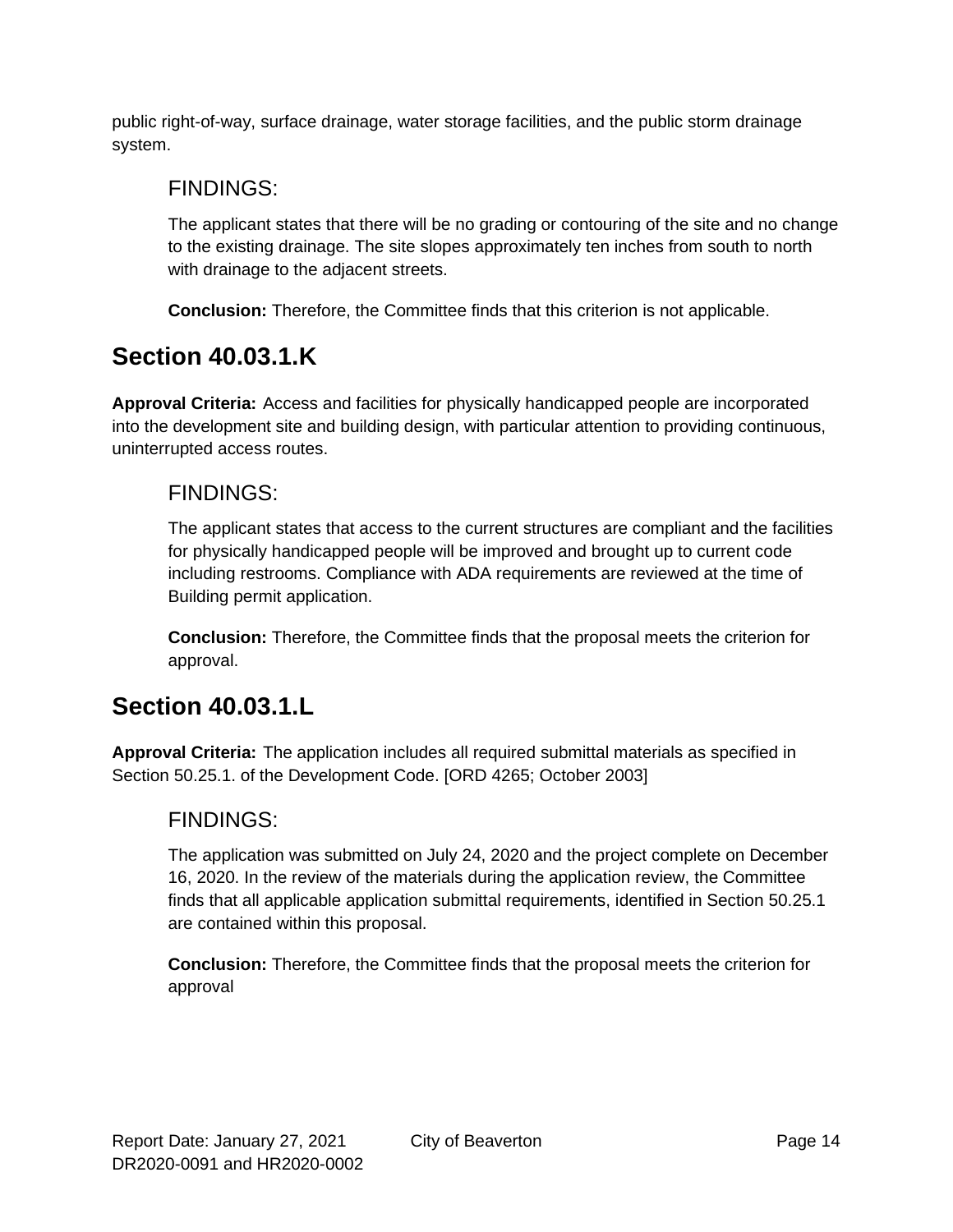public right-of-way, surface drainage, water storage facilities, and the public storm drainage system.

### FINDINGS:

The applicant states that there will be no grading or contouring of the site and no change to the existing drainage. The site slopes approximately ten inches from south to north with drainage to the adjacent streets.

**Conclusion:** Therefore, the Committee finds that this criterion is not applicable.

## Section 40.03.1.K

**Approval Criteria:** Access and facilities for physically handicapped people are incorporated into the development site and building design, with particular attention to providing continuous, uninterrupted access routes.

### FINDINGS:

The applicant states that access to the current structures are compliant and the facilities for physically handicapped people will be improved and brought up to current code including restrooms. Compliance with ADA requirements are reviewed at the time of Building permit application.

**Conclusion:** Therefore, the Committee finds that the proposal meets the criterion for approval.

## Section 40.03.1.L

**Approval Criteria:** The application includes all required submittal materials as specified in Section 50.25.1. of the Development Code. [ORD 4265; October 2003]

### FINDINGS:

The application was submitted on July 24, 2020 and the project complete on December 16, 2020. In the review of the materials during the application review, the Committee finds that all applicable application submittal requirements, identified in Section 50.25.1 are contained within this proposal.

**Conclusion:** Therefore, the Committee finds that the proposal meets the criterion for approval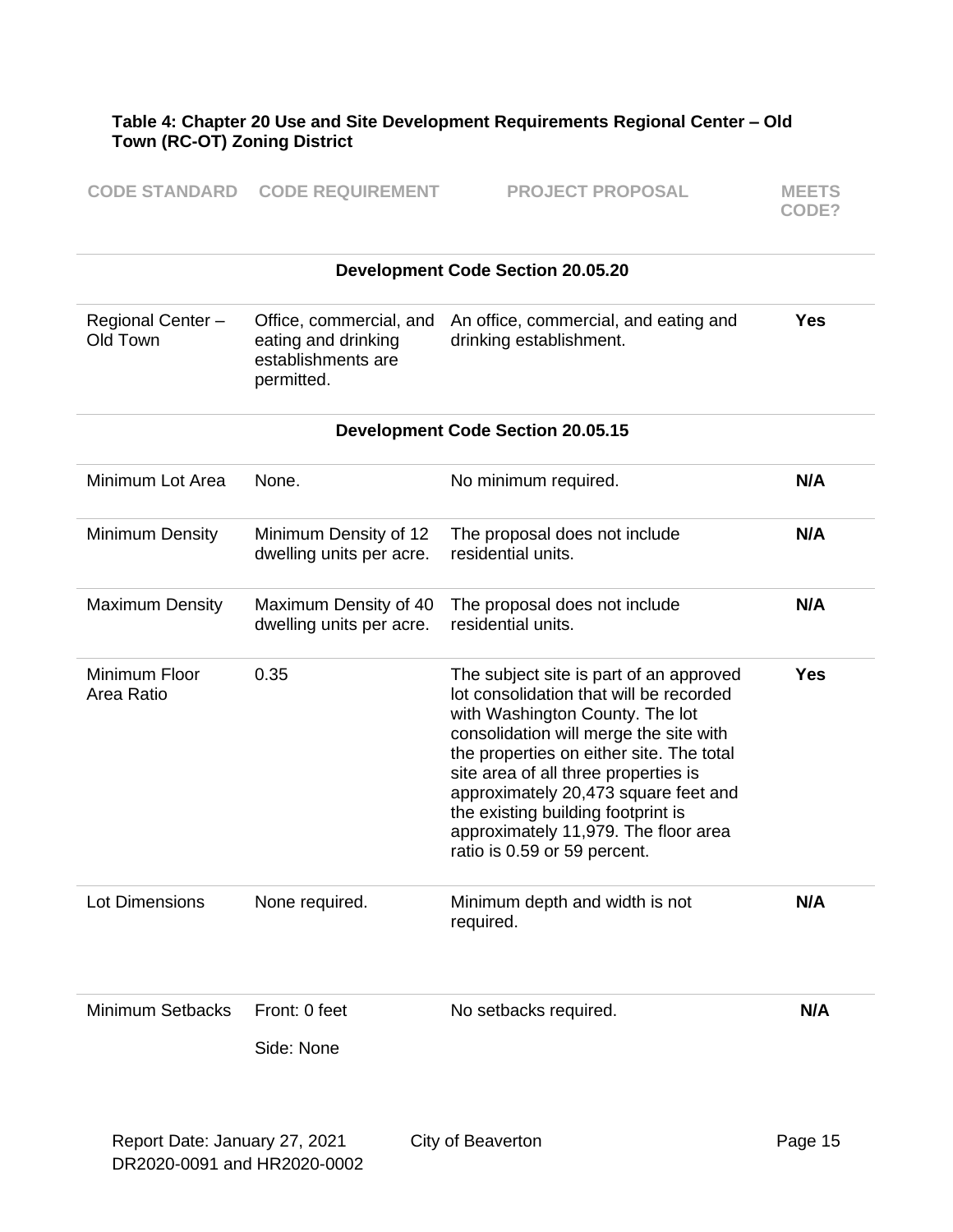**Table 4: Chapter 20 Use and Site Development Requirements Regional Center – Old Town (RC-OT) Zoning District**

| CODE STANDARD | CODE REQUIREMENT | PROJECT PROPOSAL | MEETS CODE? |
|---|---|---|---|
| | | **Development Code Section 20.05.20** | |
| Regional Center – Old Town | Office, commercial, and eating and drinking establishments are permitted. | An office, commercial, and eating and drinking establishment. | **Yes** |
| | | **Development Code Section 20.05.15** | |
| Minimum Lot Area | None. | No minimum required. | **N/A** |
| Minimum Density | Minimum Density of 12 dwelling units per acre. | The proposal does not include residential units. | **N/A** |
| Maximum Density | Maximum Density of 40 dwelling units per acre. | The proposal does not include residential units. | **N/A** |
| Minimum Floor Area Ratio | 0.35 | The subject site is part of an approved lot consolidation that will be recorded with Washington County. The lot consolidation will merge the site with the properties on either site. The total site area of all three properties is approximately 20,473 square feet and the existing building footprint is approximately 11,979. The floor area ratio is 0.59 or 59 percent. | **Yes** |
| Lot Dimensions | None required. | Minimum depth and width is not required. | **N/A** |
| Minimum Setbacks | Front: 0 feet<br>Side: None | No setbacks required. | **N/A** |

Report Date: January 27, 2021
DR2020-0091 and HR2020-0002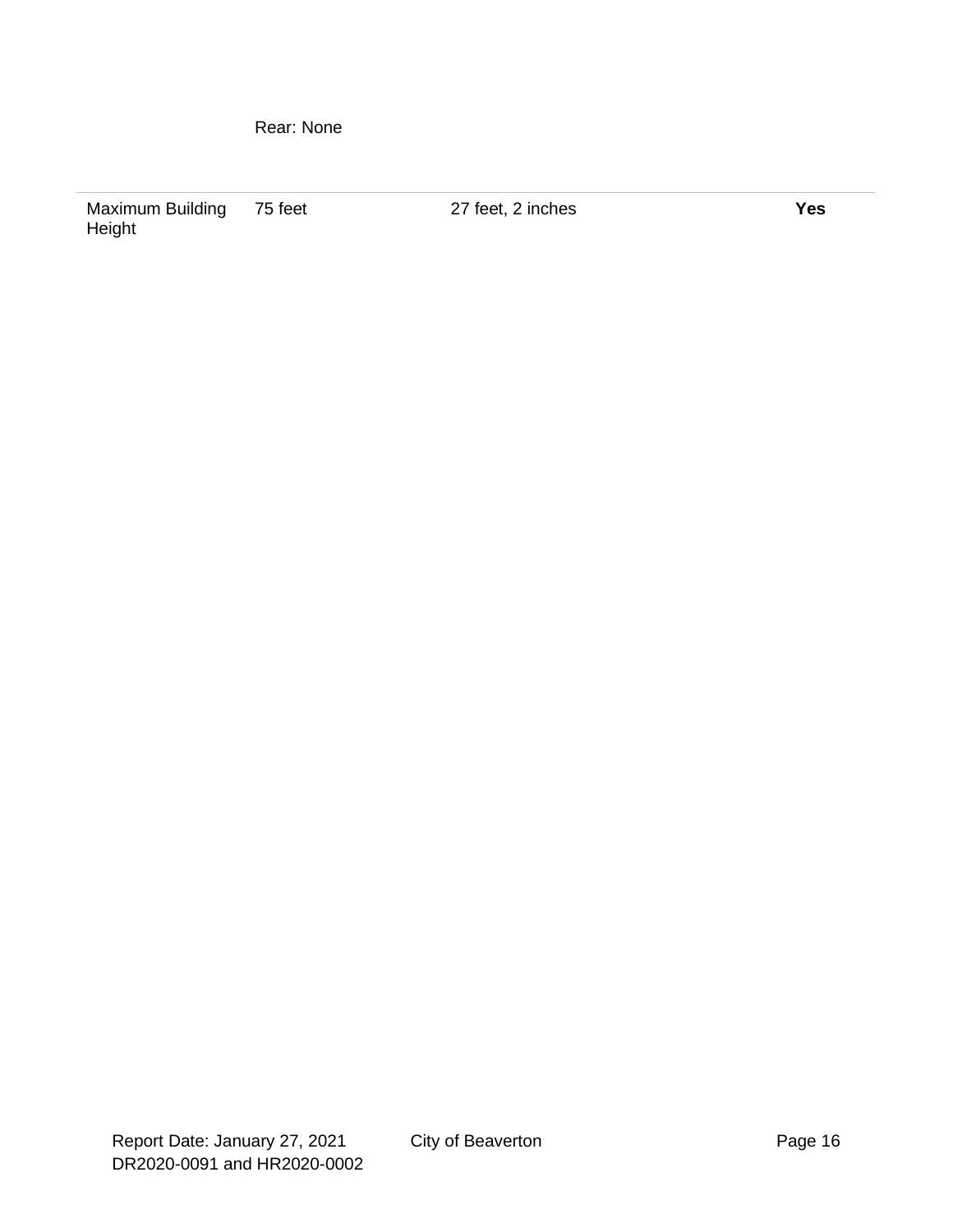| | | | |
|---|---|---|---|
| | Rear: None | | |
| Maximum Building Height | 75 feet | 27 feet, 2 inches | **Yes** |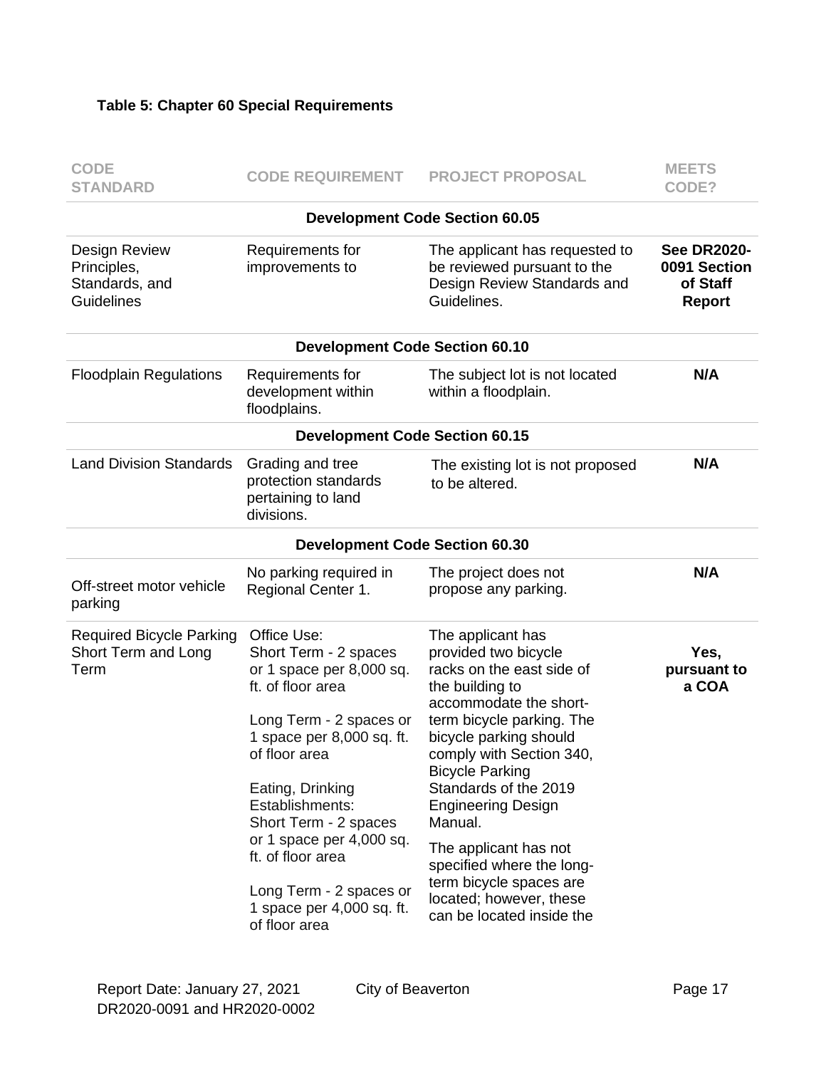**Table 5: Chapter 60 Special Requirements**

| CODE STANDARD | CODE REQUIREMENT | PROJECT PROPOSAL | MEETS CODE? |
|---|---|---|---|
| **Development Code Section 60.05** | | | |
| Design Review Principles, Standards, and Guidelines | Requirements for improvements to | The applicant has requested to be reviewed pursuant to the Design Review Standards and Guidelines. | **See DR2020-0091 Section of Staff Report** |
| **Development Code Section 60.10** | | | |
| Floodplain Regulations | Requirements for development within floodplains. | The subject lot is not located within a floodplain. | **N/A** |
| **Development Code Section 60.15** | | | |
| Land Division Standards | Grading and tree protection standards pertaining to land divisions. | The existing lot is not proposed to be altered. | **N/A** |
| **Development Code Section 60.30** | | | |
| Off-street motor vehicle parking | No parking required in Regional Center 1. | The project does not propose any parking. | **N/A** |
| Required Bicycle Parking Short Term and Long Term | Office Use:<br>Short Term - 2 spaces or 1 space per 8,000 sq. ft. of floor area<br><br>Long Term - 2 spaces or 1 space per 8,000 sq. ft. of floor area<br><br>Eating, Drinking Establishments:<br>Short Term - 2 spaces or 1 space per 4,000 sq. ft. of floor area<br><br>Long Term - 2 spaces or 1 space per 4,000 sq. ft. of floor area | The applicant has provided two bicycle racks on the east side of the building to accommodate the short-term bicycle parking. The bicycle parking should comply with Section 340, Bicycle Parking Standards of the 2019 Engineering Design Manual.<br><br>The applicant has not specified where the long-term bicycle spaces are located; however, these can be located inside the | **Yes, pursuant to a COA** |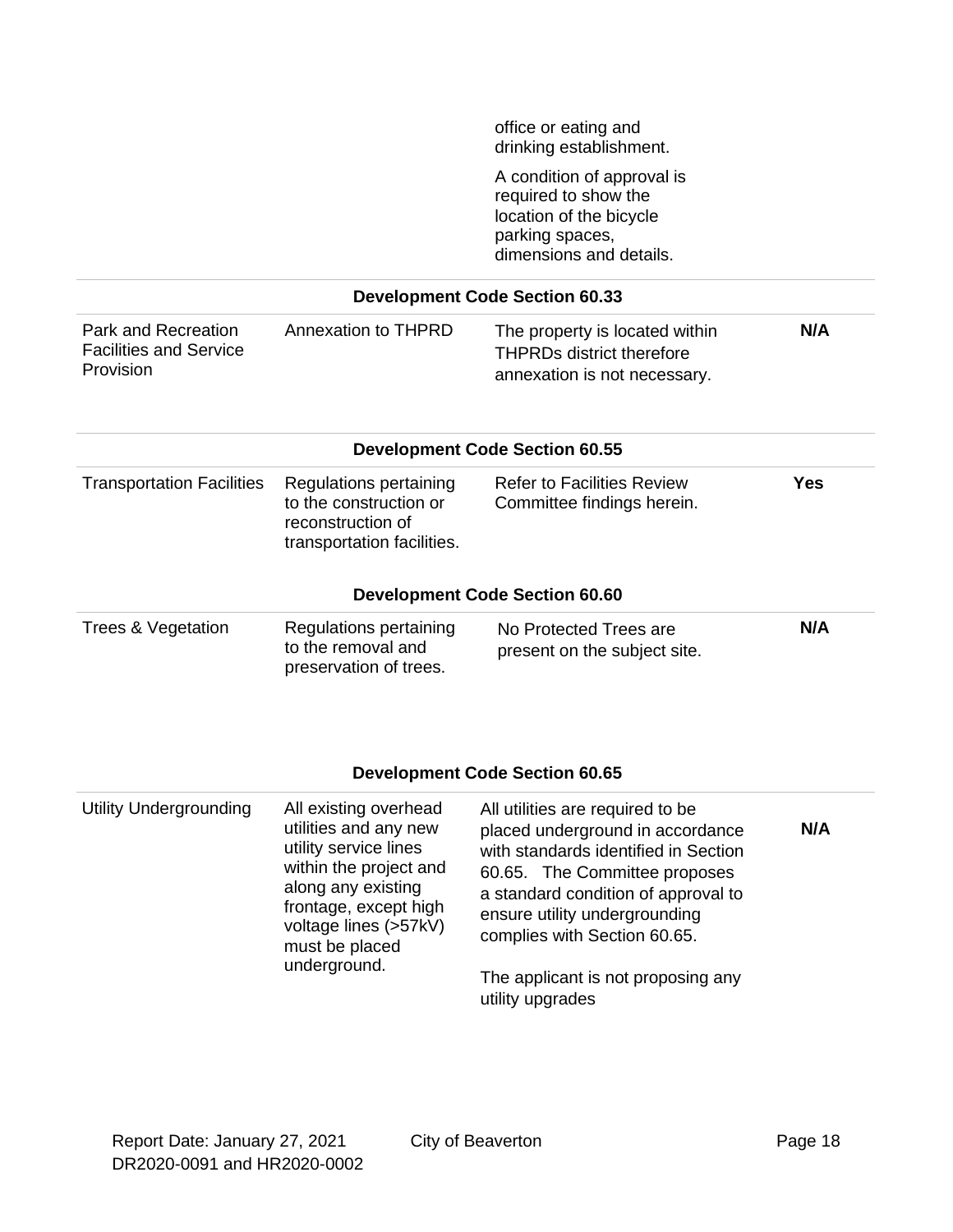| | | | |
|---|---|---|---|
| | | office or eating and drinking establishment. A condition of approval is required to show the location of the bicycle parking spaces, dimensions and details. | |
| **Development Code Section 60.33** | | | |
| Park and Recreation Facilities and Service Provision | Annexation to THPRD | The property is located within THPRDs district therefore annexation is not necessary. | **N/A** |
| **Development Code Section 60.55** | | | |
| Transportation Facilities | Regulations pertaining to the construction or reconstruction of transportation facilities. | Refer to Facilities Review Committee findings herein. | **Yes** |
| **Development Code Section 60.60** | | | |
| Trees & Vegetation | Regulations pertaining to the removal and preservation of trees. | No Protected Trees are present on the subject site. | **N/A** |
| **Development Code Section 60.65** | | | |
| Utility Undergrounding | All existing overhead utilities and any new utility service lines within the project and along any existing frontage, except high voltage lines (>57kV) must be placed underground. | All utilities are required to be placed underground in accordance with standards identified in Section 60.65. The Committee proposes a standard condition of approval to ensure utility undergrounding complies with Section 60.65. The applicant is not proposing any utility upgrades | **N/A** |

Report Date: January 27, 2021 City of Beaverton
DR2020-0091 and HR2020-0002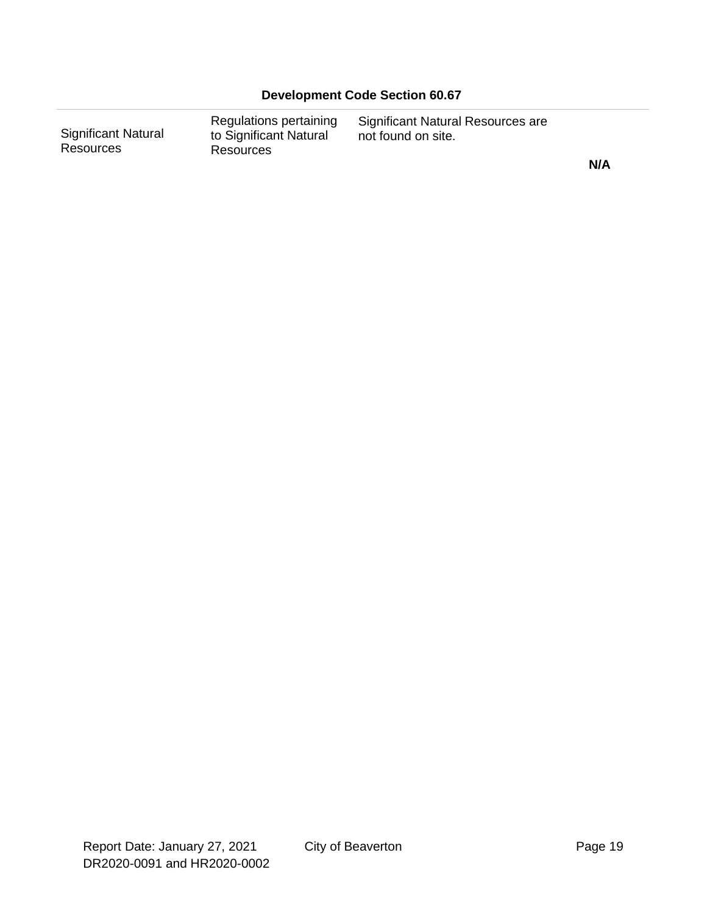| Development Code Section 60.67 | | | |
|---|---|---|---|
| Significant Natural Resources | Regulations pertaining to Significant Natural Resources | Significant Natural Resources are not found on site. | **N/A** |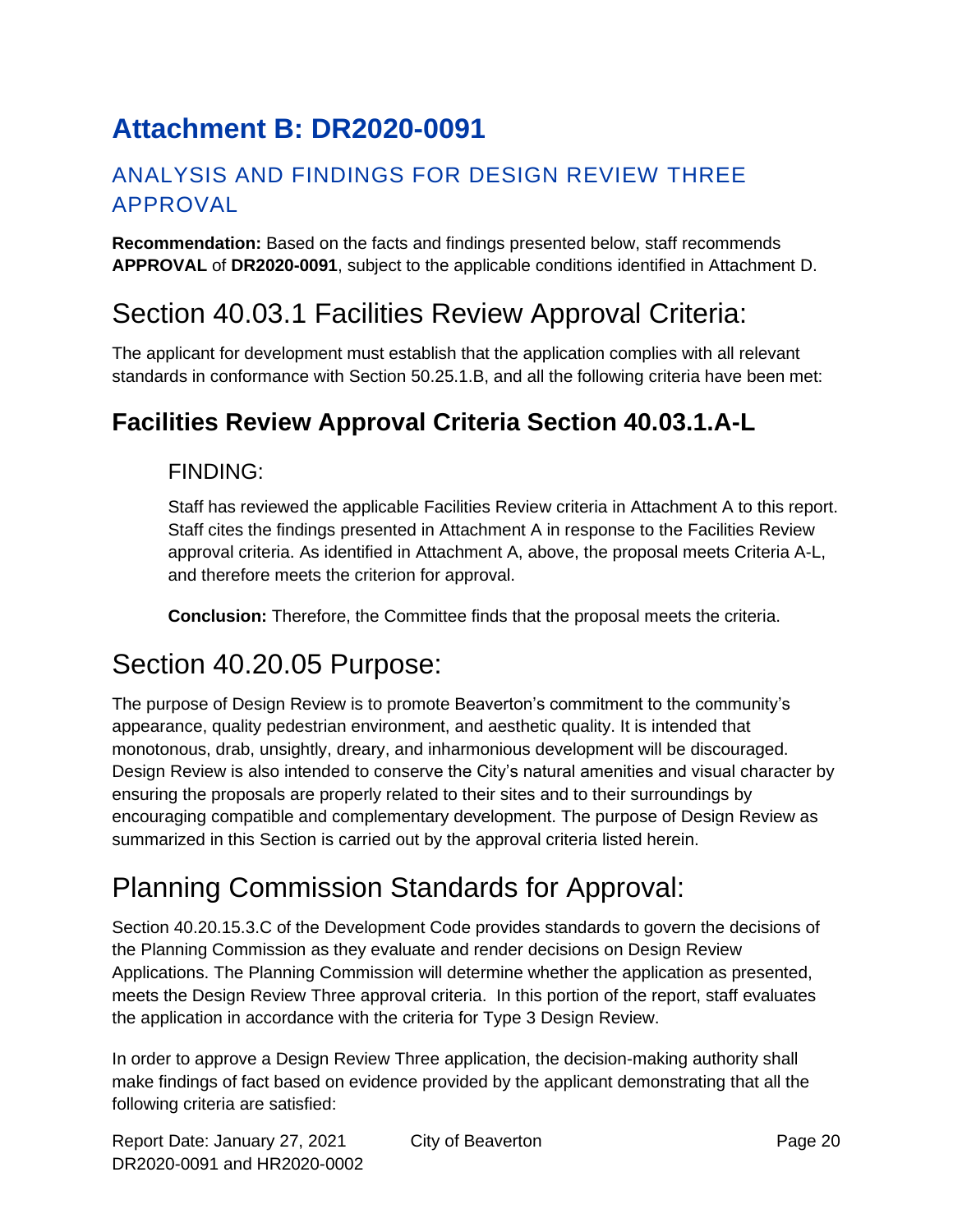# Attachment B: DR2020-0091

## ANALYSIS AND FINDINGS FOR DESIGN REVIEW THREE APPROVAL

**Recommendation:** Based on the facts and findings presented below, staff recommends **APPROVAL** of **DR2020-0091**, subject to the applicable conditions identified in Attachment D.

# Section 40.03.1 Facilities Review Approval Criteria:

The applicant for development must establish that the application complies with all relevant standards in conformance with Section 50.25.1.B, and all the following criteria have been met:

## Facilities Review Approval Criteria Section 40.03.1.A-L

### FINDING:

Staff has reviewed the applicable Facilities Review criteria in Attachment A to this report. Staff cites the findings presented in Attachment A in response to the Facilities Review approval criteria. As identified in Attachment A, above, the proposal meets Criteria A-L, and therefore meets the criterion for approval.

**Conclusion:** Therefore, the Committee finds that the proposal meets the criteria.

# Section 40.20.05 Purpose:

The purpose of Design Review is to promote Beaverton's commitment to the community's appearance, quality pedestrian environment, and aesthetic quality. It is intended that monotonous, drab, unsightly, dreary, and inharmonious development will be discouraged. Design Review is also intended to conserve the City's natural amenities and visual character by ensuring the proposals are properly related to their sites and to their surroundings by encouraging compatible and complementary development. The purpose of Design Review as summarized in this Section is carried out by the approval criteria listed herein.

# Planning Commission Standards for Approval:

Section 40.20.15.3.C of the Development Code provides standards to govern the decisions of the Planning Commission as they evaluate and render decisions on Design Review Applications. The Planning Commission will determine whether the application as presented, meets the Design Review Three approval criteria. In this portion of the report, staff evaluates the application in accordance with the criteria for Type 3 Design Review.

In order to approve a Design Review Three application, the decision-making authority shall make findings of fact based on evidence provided by the applicant demonstrating that all the following criteria are satisfied: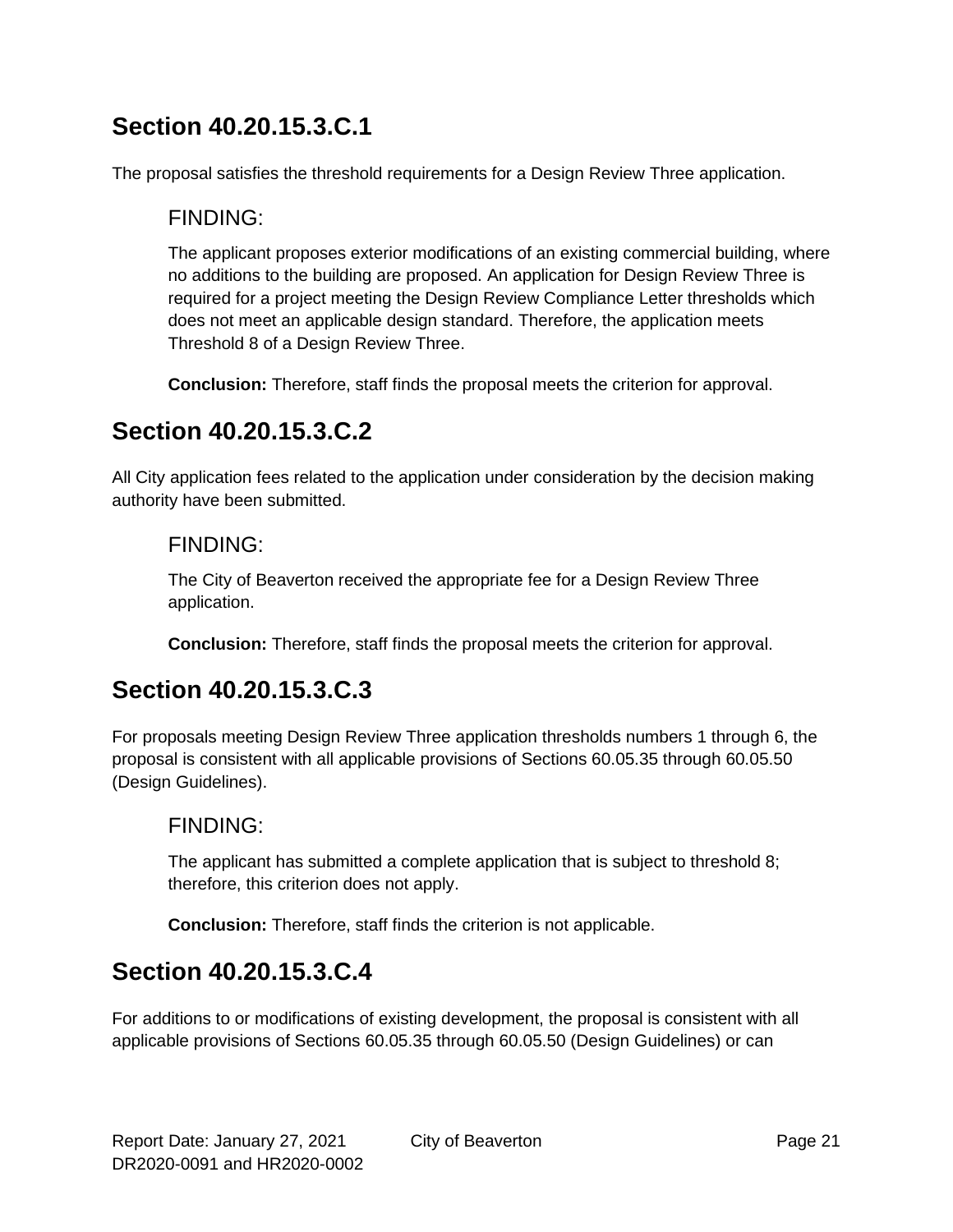## Section 40.20.15.3.C.1

The proposal satisfies the threshold requirements for a Design Review Three application.

### FINDING:

The applicant proposes exterior modifications of an existing commercial building, where no additions to the building are proposed. An application for Design Review Three is required for a project meeting the Design Review Compliance Letter thresholds which does not meet an applicable design standard. Therefore, the application meets Threshold 8 of a Design Review Three.

**Conclusion:** Therefore, staff finds the proposal meets the criterion for approval.

## Section 40.20.15.3.C.2

All City application fees related to the application under consideration by the decision making authority have been submitted.

### FINDING:

The City of Beaverton received the appropriate fee for a Design Review Three application.

**Conclusion:** Therefore, staff finds the proposal meets the criterion for approval.

## Section 40.20.15.3.C.3

For proposals meeting Design Review Three application thresholds numbers 1 through 6, the proposal is consistent with all applicable provisions of Sections 60.05.35 through 60.05.50 (Design Guidelines).

### FINDING:

The applicant has submitted a complete application that is subject to threshold 8; therefore, this criterion does not apply.

**Conclusion:** Therefore, staff finds the criterion is not applicable.

## Section 40.20.15.3.C.4

For additions to or modifications of existing development, the proposal is consistent with all applicable provisions of Sections 60.05.35 through 60.05.50 (Design Guidelines) or can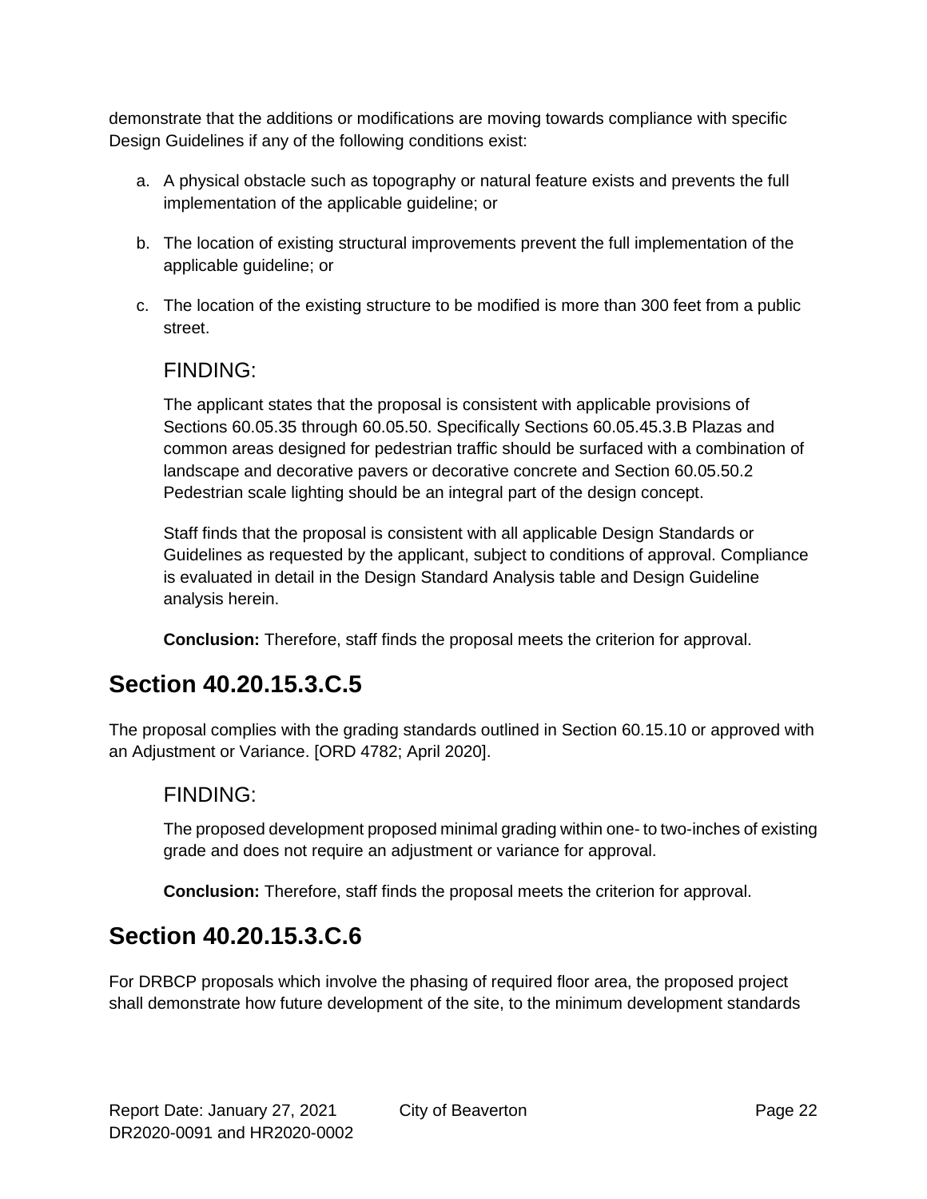demonstrate that the additions or modifications are moving towards compliance with specific Design Guidelines if any of the following conditions exist:

a. A physical obstacle such as topography or natural feature exists and prevents the full implementation of the applicable guideline; or

b. The location of existing structural improvements prevent the full implementation of the applicable guideline; or

c. The location of the existing structure to be modified is more than 300 feet from a public street.

### FINDING:

The applicant states that the proposal is consistent with applicable provisions of Sections 60.05.35 through 60.05.50. Specifically Sections 60.05.45.3.B Plazas and common areas designed for pedestrian traffic should be surfaced with a combination of landscape and decorative pavers or decorative concrete and Section 60.05.50.2 Pedestrian scale lighting should be an integral part of the design concept.

Staff finds that the proposal is consistent with all applicable Design Standards or Guidelines as requested by the applicant, subject to conditions of approval. Compliance is evaluated in detail in the Design Standard Analysis table and Design Guideline analysis herein.

**Conclusion:** Therefore, staff finds the proposal meets the criterion for approval.

## Section 40.20.15.3.C.5

The proposal complies with the grading standards outlined in Section 60.15.10 or approved with an Adjustment or Variance. [ORD 4782; April 2020].

### FINDING:

The proposed development proposed minimal grading within one- to two-inches of existing grade and does not require an adjustment or variance for approval.

**Conclusion:** Therefore, staff finds the proposal meets the criterion for approval.

## Section 40.20.15.3.C.6

For DRBCP proposals which involve the phasing of required floor area, the proposed project shall demonstrate how future development of the site, to the minimum development standards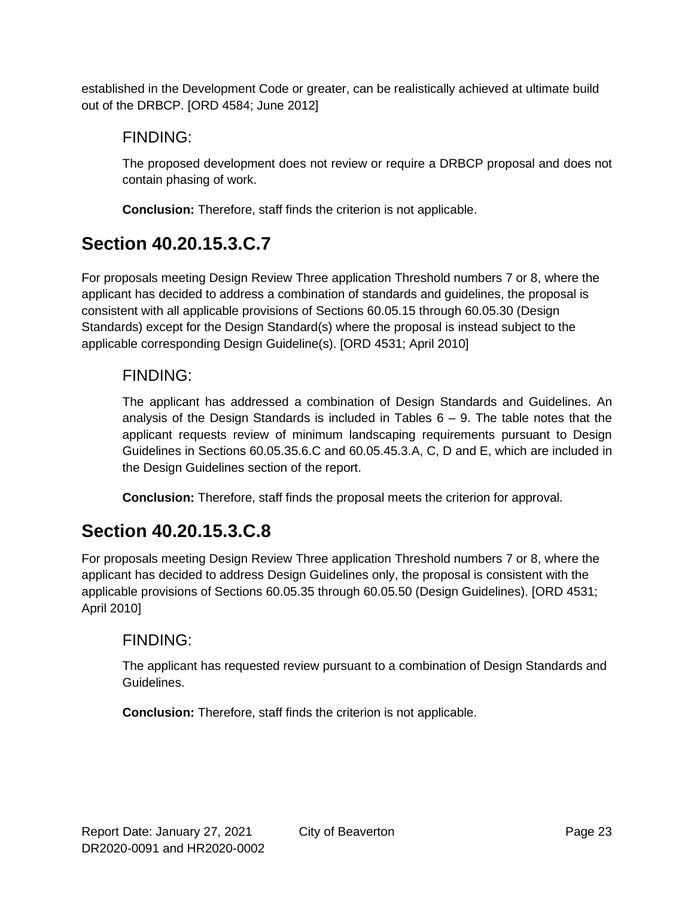established in the Development Code or greater, can be realistically achieved at ultimate build out of the DRBCP. [ORD 4584; June 2012]

### FINDING:

The proposed development does not review or require a DRBCP proposal and does not contain phasing of work.

**Conclusion:** Therefore, staff finds the criterion is not applicable.

## Section 40.20.15.3.C.7

For proposals meeting Design Review Three application Threshold numbers 7 or 8, where the applicant has decided to address a combination of standards and guidelines, the proposal is consistent with all applicable provisions of Sections 60.05.15 through 60.05.30 (Design Standards) except for the Design Standard(s) where the proposal is instead subject to the applicable corresponding Design Guideline(s). [ORD 4531; April 2010]

### FINDING:

The applicant has addressed a combination of Design Standards and Guidelines. An analysis of the Design Standards is included in Tables 6 – 9. The table notes that the applicant requests review of minimum landscaping requirements pursuant to Design Guidelines in Sections 60.05.35.6.C and 60.05.45.3.A, C, D and E, which are included in the Design Guidelines section of the report.

**Conclusion:** Therefore, staff finds the proposal meets the criterion for approval.

## Section 40.20.15.3.C.8

For proposals meeting Design Review Three application Threshold numbers 7 or 8, where the applicant has decided to address Design Guidelines only, the proposal is consistent with the applicable provisions of Sections 60.05.35 through 60.05.50 (Design Guidelines). [ORD 4531; April 2010]

### FINDING:

The applicant has requested review pursuant to a combination of Design Standards and Guidelines.

**Conclusion:** Therefore, staff finds the criterion is not applicable.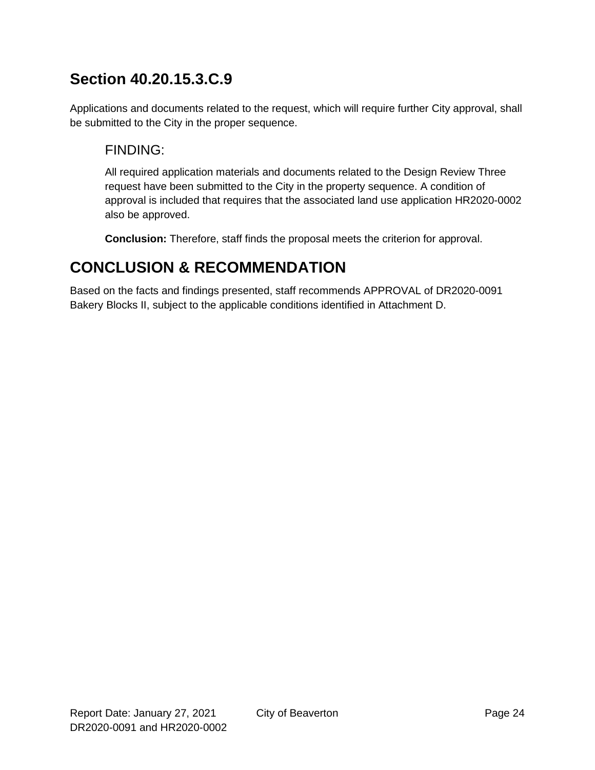## Section 40.20.15.3.C.9

Applications and documents related to the request, which will require further City approval, shall be submitted to the City in the proper sequence.

### FINDING:

All required application materials and documents related to the Design Review Three request have been submitted to the City in the property sequence. A condition of approval is included that requires that the associated land use application HR2020-0002 also be approved.

**Conclusion:** Therefore, staff finds the proposal meets the criterion for approval.

# CONCLUSION & RECOMMENDATION

Based on the facts and findings presented, staff recommends APPROVAL of DR2020-0091 Bakery Blocks II, subject to the applicable conditions identified in Attachment D.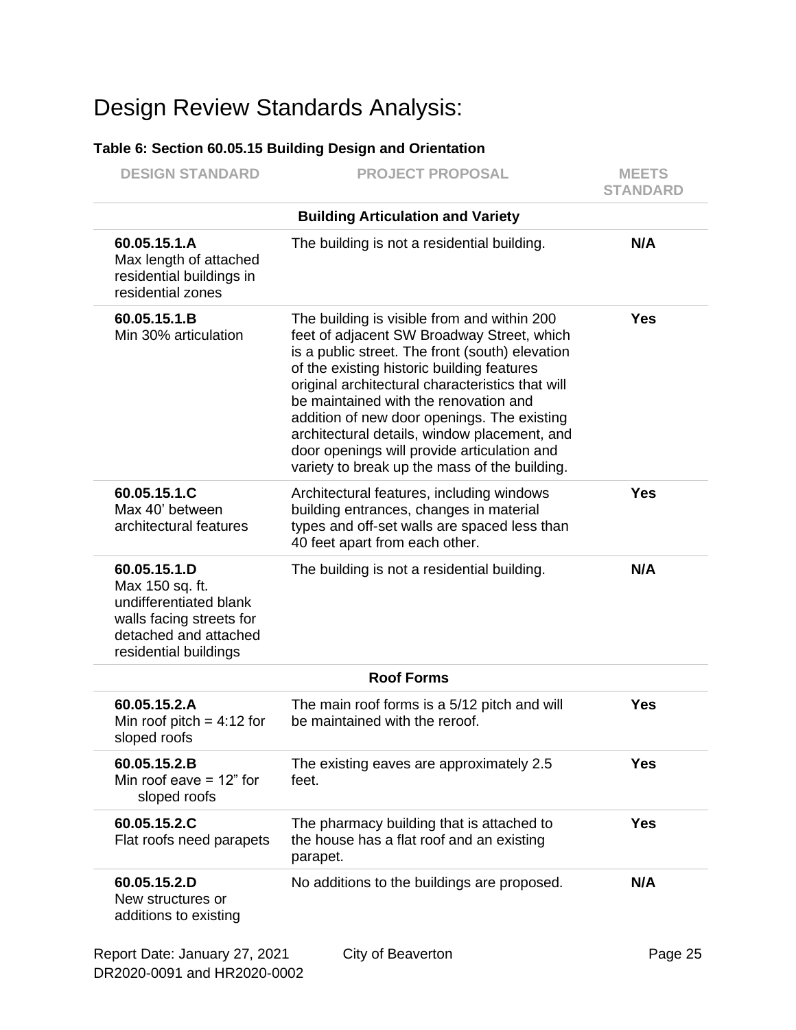# Design Review Standards Analysis:

**Table 6: Section 60.05.15 Building Design and Orientation**

| DESIGN STANDARD | PROJECT PROPOSAL | MEETS STANDARD |
|---|---|---|
| | **Building Articulation and Variety** | |
| **60.05.15.1.A** Max length of attached residential buildings in residential zones | The building is not a residential building. | **N/A** |
| **60.05.15.1.B** Min 30% articulation | The building is visible from and within 200 feet of adjacent SW Broadway Street, which is a public street. The front (south) elevation of the existing historic building features original architectural characteristics that will be maintained with the renovation and addition of new door openings. The existing architectural details, window placement, and door openings will provide articulation and variety to break up the mass of the building. | **Yes** |
| **60.05.15.1.C** Max 40' between architectural features | Architectural features, including windows building entrances, changes in material types and off-set walls are spaced less than 40 feet apart from each other. | **Yes** |
| **60.05.15.1.D** Max 150 sq. ft. undifferentiated blank walls facing streets for detached and attached residential buildings | The building is not a residential building. | **N/A** |
| | **Roof Forms** | |
| **60.05.15.2.A** Min roof pitch = 4:12 for sloped roofs | The main roof forms is a 5/12 pitch and will be maintained with the reroof. | **Yes** |
| **60.05.15.2.B** Min roof eave = 12" for sloped roofs | The existing eaves are approximately 2.5 feet. | **Yes** |
| **60.05.15.2.C** Flat roofs need parapets | The pharmacy building that is attached to the house has a flat roof and an existing parapet. | **Yes** |
| **60.05.15.2.D** New structures or additions to existing | No additions to the buildings are proposed. | **N/A** |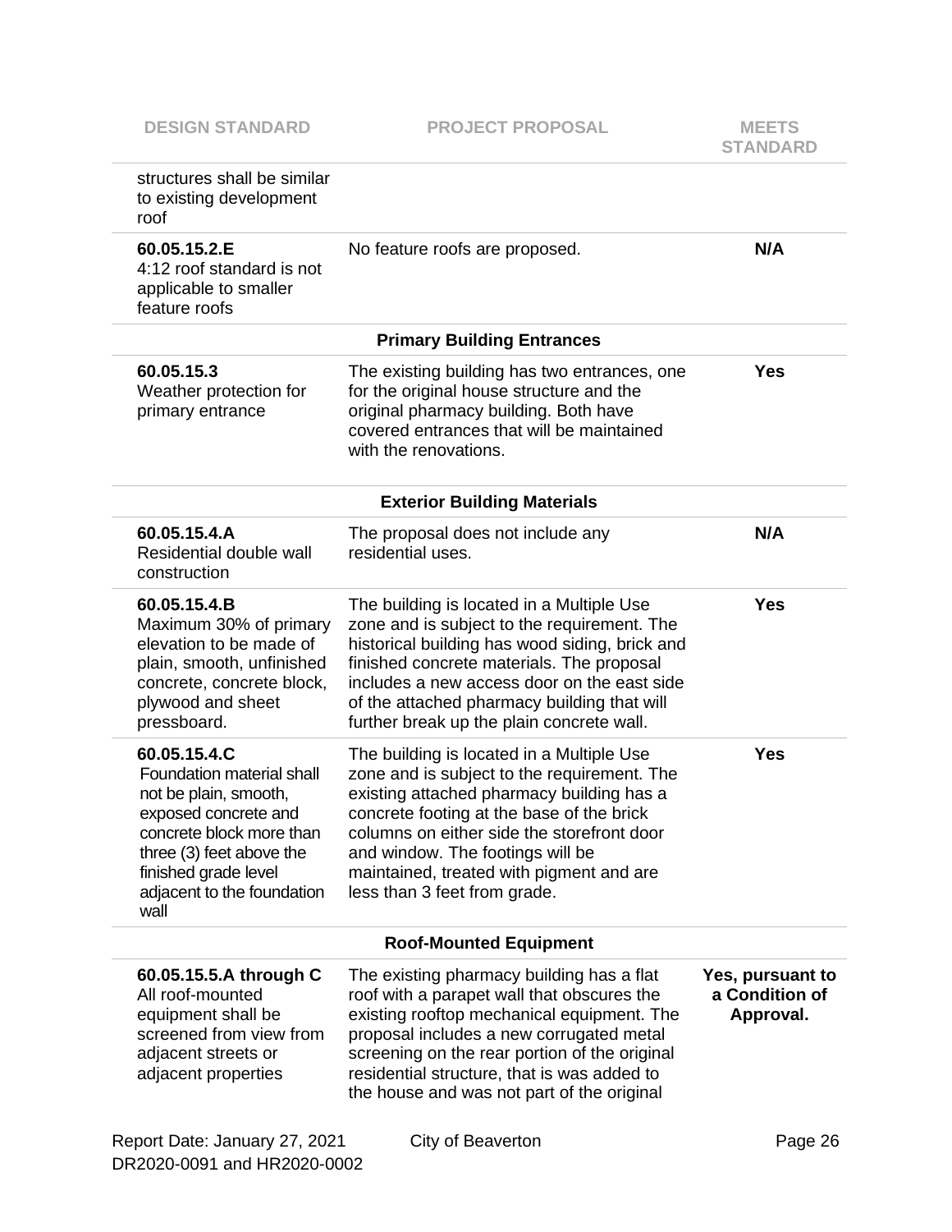| DESIGN STANDARD | PROJECT PROPOSAL | MEETS STANDARD |
|---|---|---|
| structures shall be similar to existing development roof | | |
| **60.05.15.2.E** 4:12 roof standard is not applicable to smaller feature roofs | No feature roofs are proposed. | **N/A** |
| | **Primary Building Entrances** | |
| **60.05.15.3** Weather protection for primary entrance | The existing building has two entrances, one for the original house structure and the original pharmacy building. Both have covered entrances that will be maintained with the renovations. | **Yes** |
| | **Exterior Building Materials** | |
| **60.05.15.4.A** Residential double wall construction | The proposal does not include any residential uses. | **N/A** |
| **60.05.15.4.B** Maximum 30% of primary elevation to be made of plain, smooth, unfinished concrete, concrete block, plywood and sheet pressboard. | The building is located in a Multiple Use zone and is subject to the requirement. The historical building has wood siding, brick and finished concrete materials. The proposal includes a new access door on the east side of the attached pharmacy building that will further break up the plain concrete wall. | **Yes** |
| **60.05.15.4.C** Foundation material shall not be plain, smooth, exposed concrete and concrete block more than three (3) feet above the finished grade level adjacent to the foundation wall | The building is located in a Multiple Use zone and is subject to the requirement. The existing attached pharmacy building has a concrete footing at the base of the brick columns on either side the storefront door and window. The footings will be maintained, treated with pigment and are less than 3 feet from grade. | **Yes** |
| | **Roof-Mounted Equipment** | |
| **60.05.15.5.A through C** All roof-mounted equipment shall be screened from view from adjacent streets or adjacent properties | The existing pharmacy building has a flat roof with a parapet wall that obscures the existing rooftop mechanical equipment. The proposal includes a new corrugated metal screening on the rear portion of the original residential structure, that is was added to the house and was not part of the original | **Yes, pursuant to a Condition of Approval.** |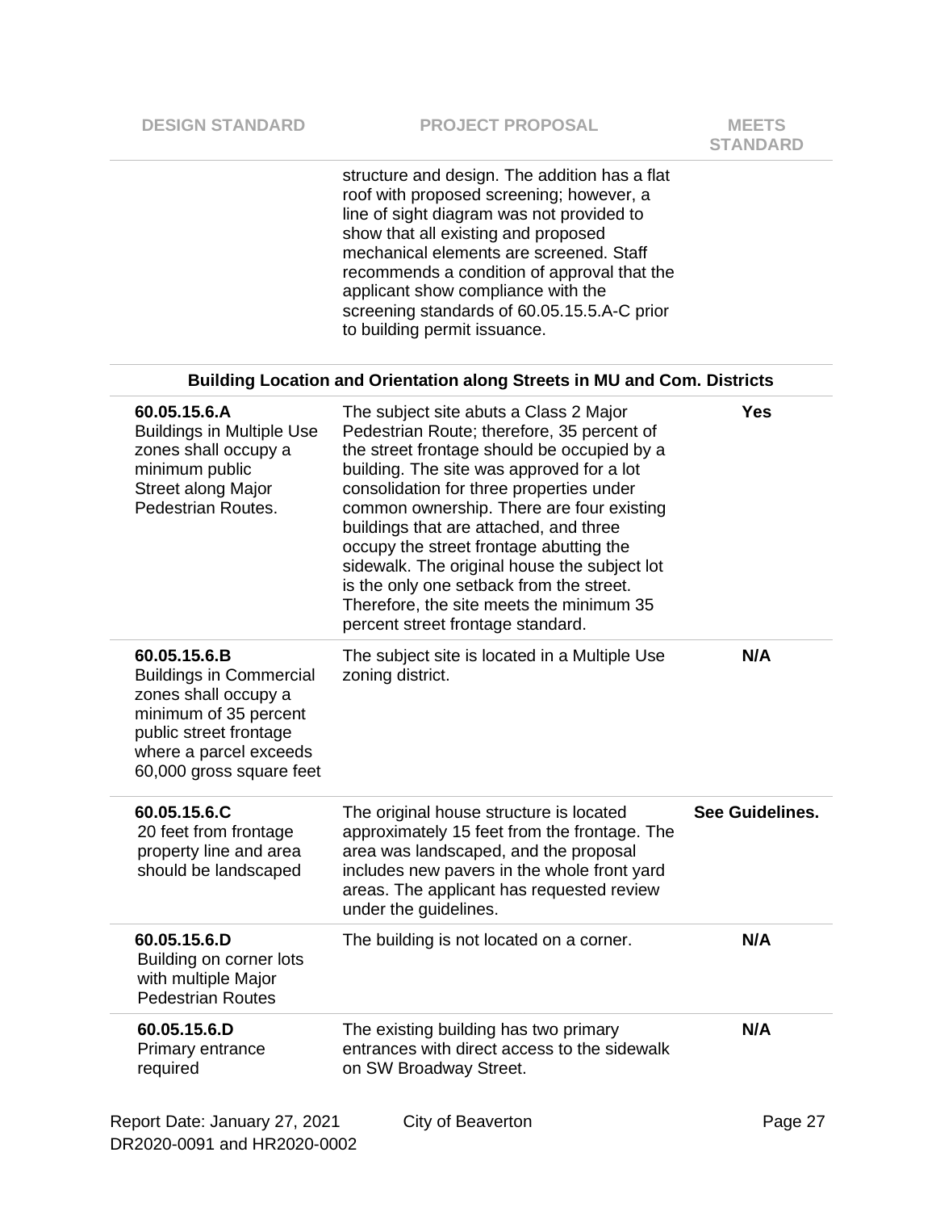| DESIGN STANDARD | PROJECT PROPOSAL | MEETS STANDARD |
|---|---|---|
| | structure and design. The addition has a flat roof with proposed screening; however, a line of sight diagram was not provided to show that all existing and proposed mechanical elements are screened. Staff recommends a condition of approval that the applicant show compliance with the screening standards of 60.05.15.5.A-C prior to building permit issuance. | |
| **Building Location and Orientation along Streets in MU and Com. Districts** | | |
| **60.05.15.6.A** Buildings in Multiple Use zones shall occupy a minimum public Street along Major Pedestrian Routes. | The subject site abuts a Class 2 Major Pedestrian Route; therefore, 35 percent of the street frontage should be occupied by a building. The site was approved for a lot consolidation for three properties under common ownership. There are four existing buildings that are attached, and three occupy the street frontage abutting the sidewalk. The original house the subject lot is the only one setback from the street. Therefore, the site meets the minimum 35 percent street frontage standard. | **Yes** |
| **60.05.15.6.B** Buildings in Commercial zones shall occupy a minimum of 35 percent public street frontage where a parcel exceeds 60,000 gross square feet | The subject site is located in a Multiple Use zoning district. | **N/A** |
| **60.05.15.6.C** 20 feet from frontage property line and area should be landscaped | The original house structure is located approximately 15 feet from the frontage. The area was landscaped, and the proposal includes new pavers in the whole front yard areas. The applicant has requested review under the guidelines. | **See Guidelines.** |
| **60.05.15.6.D** Building on corner lots with multiple Major Pedestrian Routes | The building is not located on a corner. | **N/A** |
| **60.05.15.6.D** Primary entrance required | The existing building has two primary entrances with direct access to the sidewalk on SW Broadway Street. | **N/A** |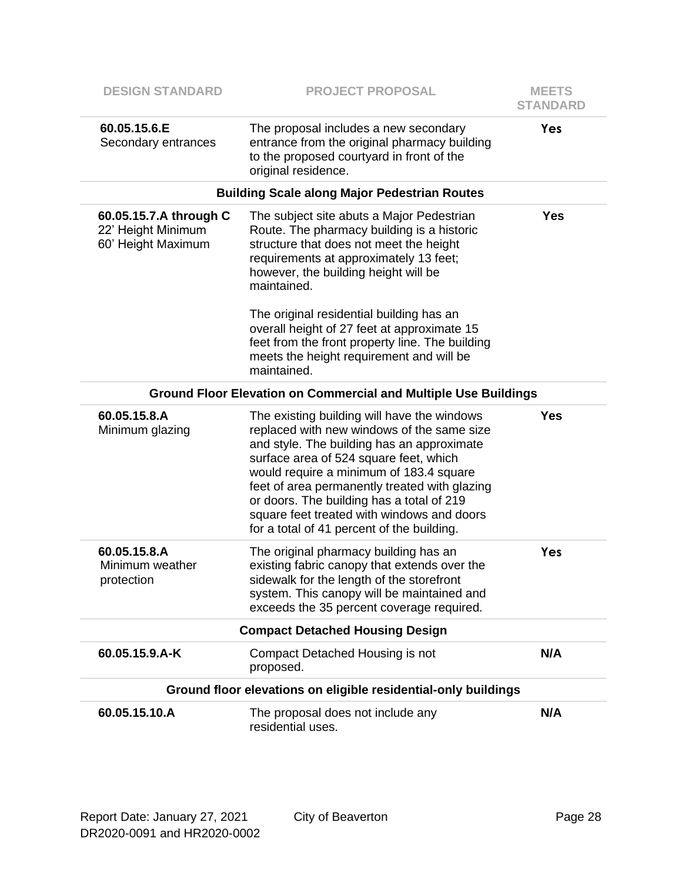| DESIGN STANDARD | PROJECT PROPOSAL | MEETS STANDARD |
|---|---|---|
| **60.05.15.6.E** Secondary entrances | The proposal includes a new secondary entrance from the original pharmacy building to the proposed courtyard in front of the original residence. | **Yes** |
| | **Building Scale along Major Pedestrian Routes** | |
| **60.05.15.7.A through C** 22' Height Minimum 60' Height Maximum | The subject site abuts a Major Pedestrian Route. The pharmacy building is a historic structure that does not meet the height requirements at approximately 13 feet; however, the building height will be maintained.<br><br>The original residential building has an overall height of 27 feet at approximate 15 feet from the front property line. The building meets the height requirement and will be maintained. | **Yes** |
| | **Ground Floor Elevation on Commercial and Multiple Use Buildings** | |
| **60.05.15.8.A** Minimum glazing | The existing building will have the windows replaced with new windows of the same size and style. The building has an approximate surface area of 524 square feet, which would require a minimum of 183.4 square feet of area permanently treated with glazing or doors. The building has a total of 219 square feet treated with windows and doors for a total of 41 percent of the building. | **Yes** |
| **60.05.15.8.A** Minimum weather protection | The original pharmacy building has an existing fabric canopy that extends over the sidewalk for the length of the storefront system. This canopy will be maintained and exceeds the 35 percent coverage required. | **Yes** |
| | **Compact Detached Housing Design** | |
| **60.05.15.9.A-K** | Compact Detached Housing is not proposed. | **N/A** |
| | **Ground floor elevations on eligible residential-only buildings** | |
| **60.05.15.10.A** | The proposal does not include any residential uses. | **N/A** |

Report Date: January 27, 2021 City of Beaverton
DR2020-0091 and HR2020-0002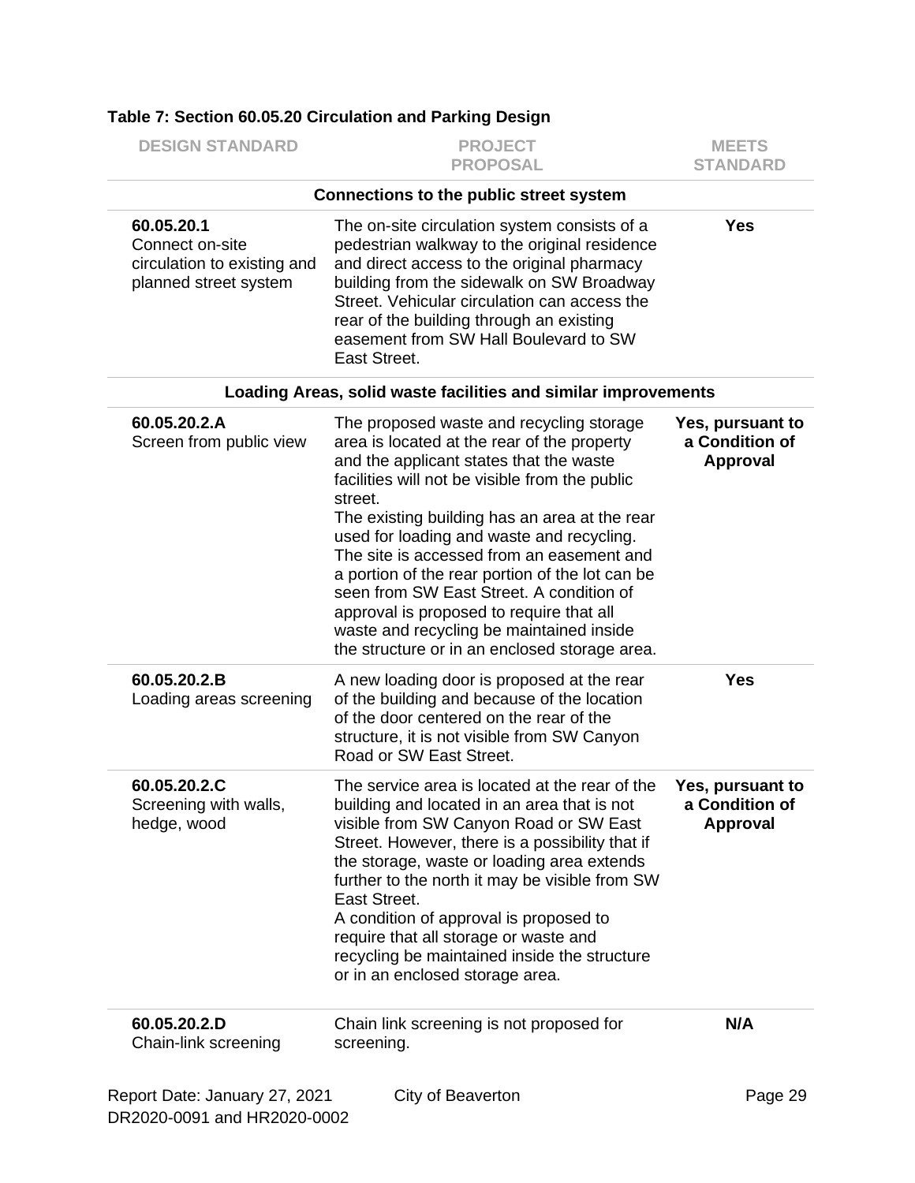**Table 7: Section 60.05.20 Circulation and Parking Design**

| DESIGN STANDARD | PROJECT PROPOSAL | MEETS STANDARD |
|---|---|---|
| | **Connections to the public street system** | |
| **60.05.20.1** Connect on-site circulation to existing and planned street system | The on-site circulation system consists of a pedestrian walkway to the original residence and direct access to the original pharmacy building from the sidewalk on SW Broadway Street. Vehicular circulation can access the rear of the building through an existing easement from SW Hall Boulevard to SW East Street. | **Yes** |
| | **Loading Areas, solid waste facilities and similar improvements** | |
| **60.05.20.2.A** Screen from public view | The proposed waste and recycling storage area is located at the rear of the property and the applicant states that the waste facilities will not be visible from the public street. The existing building has an area at the rear used for loading and waste and recycling. The site is accessed from an easement and a portion of the rear portion of the lot can be seen from SW East Street. A condition of approval is proposed to require that all waste and recycling be maintained inside the structure or in an enclosed storage area. | **Yes, pursuant to a Condition of Approval** |
| **60.05.20.2.B** Loading areas screening | A new loading door is proposed at the rear of the building and because of the location of the door centered on the rear of the structure, it is not visible from SW Canyon Road or SW East Street. | **Yes** |
| **60.05.20.2.C** Screening with walls, hedge, wood | The service area is located at the rear of the building and located in an area that is not visible from SW Canyon Road or SW East Street. However, there is a possibility that if the storage, waste or loading area extends further to the north it may be visible from SW East Street. A condition of approval is proposed to require that all storage or waste and recycling be maintained inside the structure or in an enclosed storage area. | **Yes, pursuant to a Condition of Approval** |
| **60.05.20.2.D** Chain-link screening | Chain link screening is not proposed for screening. | **N/A** |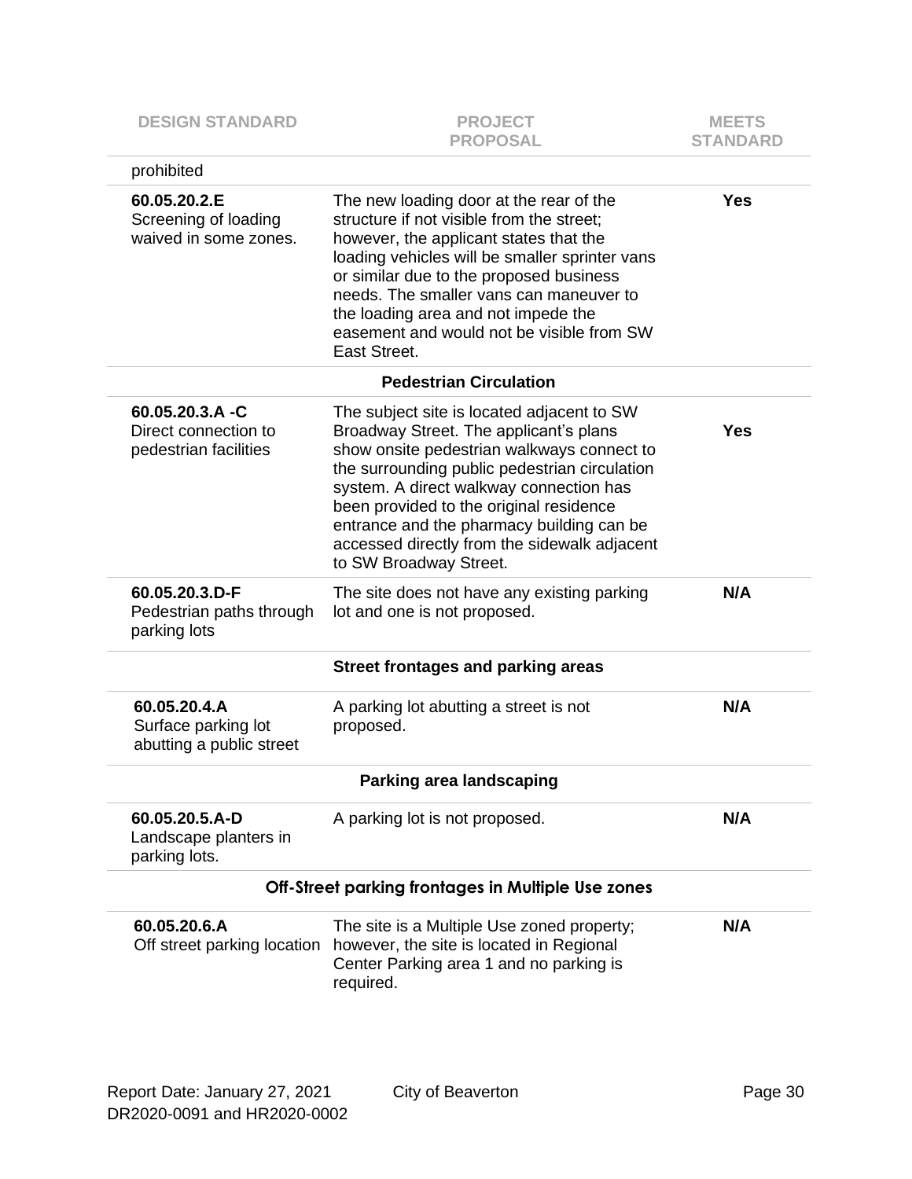| DESIGN STANDARD | PROJECT PROPOSAL | MEETS STANDARD |
|---|---|---|
| prohibited | | |
| **60.05.20.2.E** Screening of loading waived in some zones. | The new loading door at the rear of the structure if not visible from the street; however, the applicant states that the loading vehicles will be smaller sprinter vans or similar due to the proposed business needs. The smaller vans can maneuver to the loading area and not impede the easement and would not be visible from SW East Street. | **Yes** |
| | **Pedestrian Circulation** | |
| **60.05.20.3.A -C** Direct connection to pedestrian facilities | The subject site is located adjacent to SW Broadway Street. The applicant's plans show onsite pedestrian walkways connect to the surrounding public pedestrian circulation system. A direct walkway connection has been provided to the original residence entrance and the pharmacy building can be accessed directly from the sidewalk adjacent to SW Broadway Street. | **Yes** |
| **60.05.20.3.D-F** Pedestrian paths through parking lots | The site does not have any existing parking lot and one is not proposed. | **N/A** |
| | **Street frontages and parking areas** | |
| **60.05.20.4.A** Surface parking lot abutting a public street | A parking lot abutting a street is not proposed. | **N/A** |
| | **Parking area landscaping** | |
| **60.05.20.5.A-D** Landscape planters in parking lots. | A parking lot is not proposed. | **N/A** |
| | **Off-Street parking frontages in Multiple Use zones** | |
| **60.05.20.6.A** Off street parking location | The site is a Multiple Use zoned property; however, the site is located in Regional Center Parking area 1 and no parking is required. | **N/A** |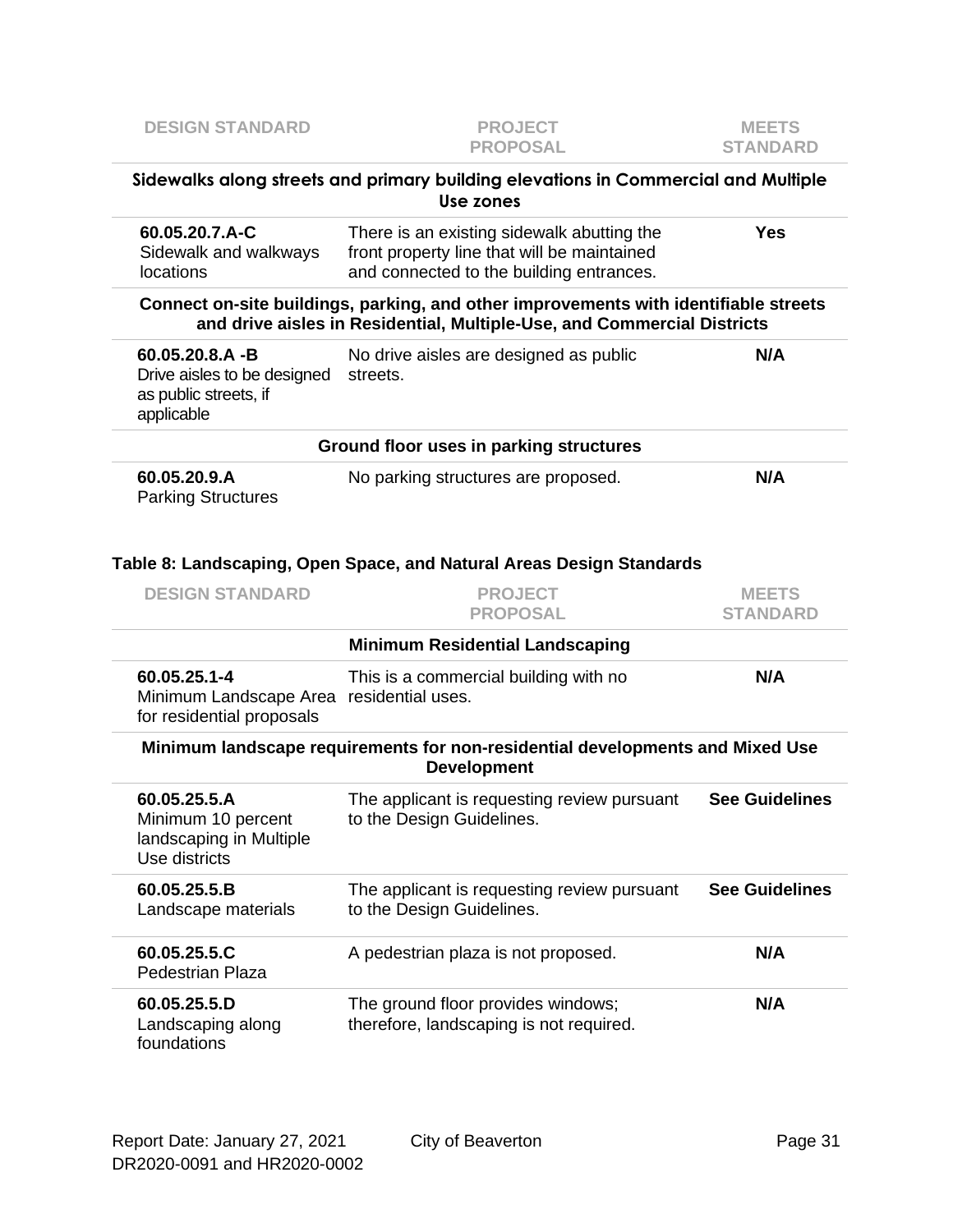| DESIGN STANDARD | PROJECT PROPOSAL | MEETS STANDARD |
|---|---|---|
| **Sidewalks along streets and primary building elevations in Commercial and Multiple Use zones** | | |
| **60.05.20.7.A-C** Sidewalk and walkways locations | There is an existing sidewalk abutting the front property line that will be maintained and connected to the building entrances. | **Yes** |
| **Connect on-site buildings, parking, and other improvements with identifiable streets and drive aisles in Residential, Multiple-Use, and Commercial Districts** | | |
| **60.05.20.8.A -B** Drive aisles to be designed as public streets, if applicable | No drive aisles are designed as public streets. | **N/A** |
| **Ground floor uses in parking structures** | | |
| **60.05.20.9.A** Parking Structures | No parking structures are proposed. | **N/A** |

**Table 8: Landscaping, Open Space, and Natural Areas Design Standards**

| DESIGN STANDARD | PROJECT PROPOSAL | MEETS STANDARD |
|---|---|---|
| **Minimum Residential Landscaping** | | |
| **60.05.25.1-4** Minimum Landscape Area for residential proposals | This is a commercial building with no residential uses. | **N/A** |
| **Minimum landscape requirements for non-residential developments and Mixed Use Development** | | |
| **60.05.25.5.A** Minimum 10 percent landscaping in Multiple Use districts | The applicant is requesting review pursuant to the Design Guidelines. | **See Guidelines** |
| **60.05.25.5.B** Landscape materials | The applicant is requesting review pursuant to the Design Guidelines. | **See Guidelines** |
| **60.05.25.5.C** Pedestrian Plaza | A pedestrian plaza is not proposed. | **N/A** |
| **60.05.25.5.D** Landscaping along foundations | The ground floor provides windows; therefore, landscaping is not required. | **N/A** |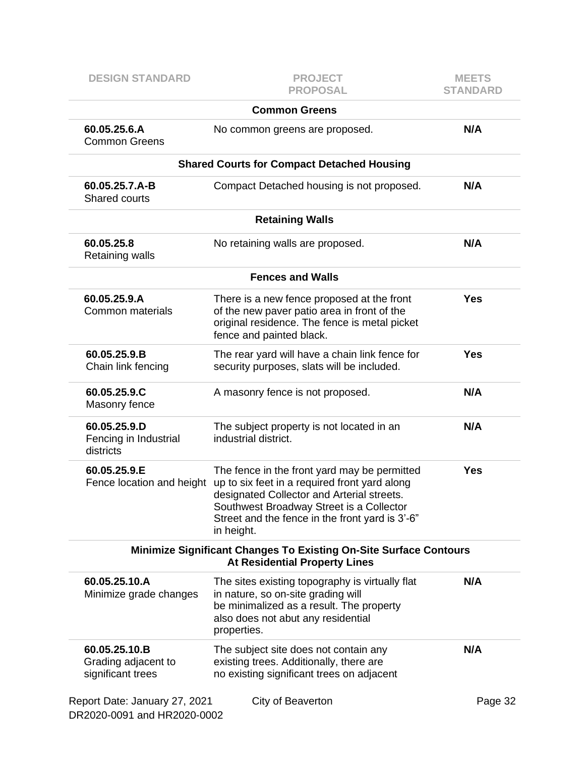| DESIGN STANDARD | PROJECT PROPOSAL | MEETS STANDARD |
|---|---|---|
| | **Common Greens** | |
| **60.05.25.6.A** Common Greens | No common greens are proposed. | **N/A** |
| | **Shared Courts for Compact Detached Housing** | |
| **60.05.25.7.A-B** Shared courts | Compact Detached housing is not proposed. | **N/A** |
| | **Retaining Walls** | |
| **60.05.25.8** Retaining walls | No retaining walls are proposed. | **N/A** |
| | **Fences and Walls** | |
| **60.05.25.9.A** Common materials | There is a new fence proposed at the front of the new paver patio area in front of the original residence. The fence is metal picket fence and painted black. | **Yes** |
| **60.05.25.9.B** Chain link fencing | The rear yard will have a chain link fence for security purposes, slats will be included. | **Yes** |
| **60.05.25.9.C** Masonry fence | A masonry fence is not proposed. | **N/A** |
| **60.05.25.9.D** Fencing in Industrial districts | The subject property is not located in an industrial district. | **N/A** |
| **60.05.25.9.E** Fence location and height | The fence in the front yard may be permitted up to six feet in a required front yard along designated Collector and Arterial streets. Southwest Broadway Street is a Collector Street and the fence in the front yard is 3'-6" in height. | **Yes** |
| | **Minimize Significant Changes To Existing On-Site Surface Contours At Residential Property Lines** | |
| **60.05.25.10.A** Minimize grade changes | The sites existing topography is virtually flat in nature, so on-site grading will be minimalized as a result. The property also does not abut any residential properties. | **N/A** |
| **60.05.25.10.B** Grading adjacent to significant trees | The subject site does not contain any existing trees. Additionally, there are no existing significant trees on adjacent | **N/A** |

Report Date: January 27, 2021 City of Beaverton
DR2020-0091 and HR2020-0002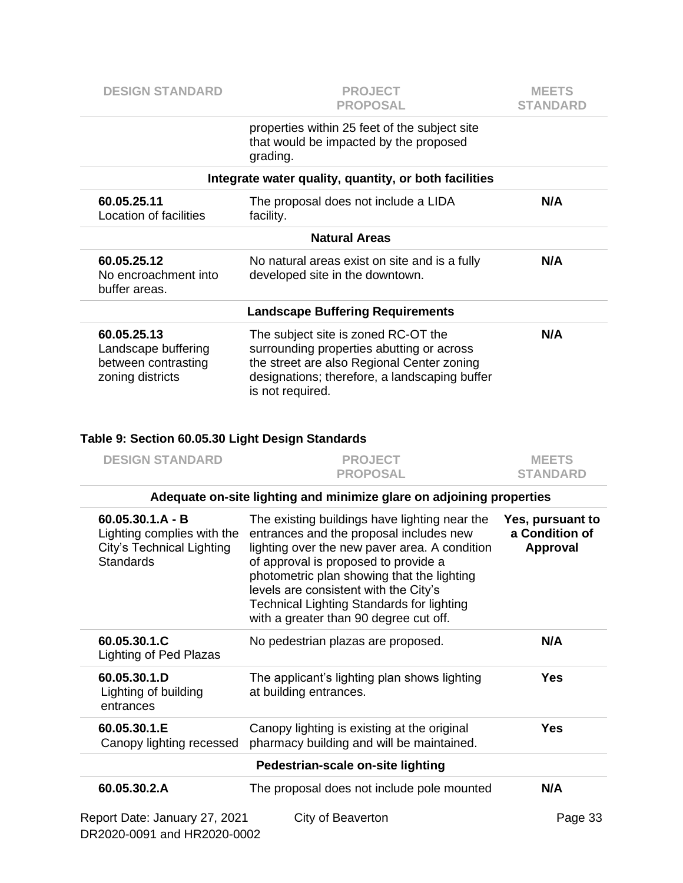| DESIGN STANDARD | PROJECT PROPOSAL | MEETS STANDARD |
|---|---|---|
| | properties within 25 feet of the subject site that would be impacted by the proposed grading. | |
| | **Integrate water quality, quantity, or both facilities** | |
| **60.05.25.11** Location of facilities | The proposal does not include a LIDA facility. | **N/A** |
| | **Natural Areas** | |
| **60.05.25.12** No encroachment into buffer areas. | No natural areas exist on site and is a fully developed site in the downtown. | **N/A** |
| | **Landscape Buffering Requirements** | |
| **60.05.25.13** Landscape buffering between contrasting zoning districts | The subject site is zoned RC-OT the surrounding properties abutting or across the street are also Regional Center zoning designations; therefore, a landscaping buffer is not required. | **N/A** |

**Table 9: Section 60.05.30 Light Design Standards**

| DESIGN STANDARD | PROJECT PROPOSAL | MEETS STANDARD |
|---|---|---|
| | **Adequate on-site lighting and minimize glare on adjoining properties** | |
| **60.05.30.1.A - B** Lighting complies with the City's Technical Lighting Standards | The existing buildings have lighting near the entrances and the proposal includes new lighting over the new paver area. A condition of approval is proposed to provide a photometric plan showing that the lighting levels are consistent with the City's Technical Lighting Standards for lighting with a greater than 90 degree cut off. | **Yes, pursuant to a Condition of Approval** |
| **60.05.30.1.C** Lighting of Ped Plazas | No pedestrian plazas are proposed. | **N/A** |
| **60.05.30.1.D** Lighting of building entrances | The applicant's lighting plan shows lighting at building entrances. | **Yes** |
| **60.05.30.1.E** Canopy lighting recessed | Canopy lighting is existing at the original pharmacy building and will be maintained. | **Yes** |
| | **Pedestrian-scale on-site lighting** | |
| **60.05.30.2.A** | The proposal does not include pole mounted | **N/A** |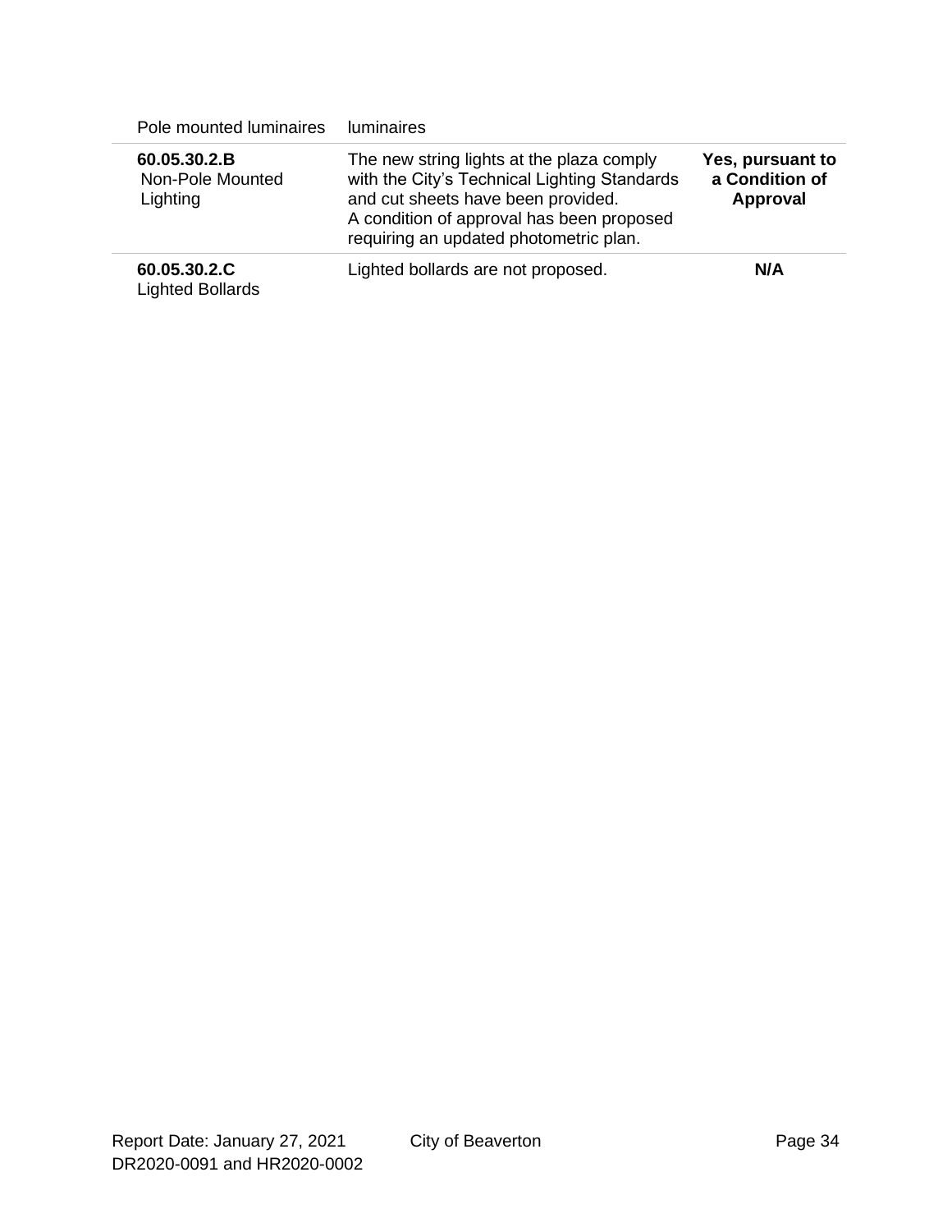| | | |
|---|---|---|
| Pole mounted luminaires | luminaires | |
| **60.05.30.2.B** Non-Pole Mounted Lighting | The new string lights at the plaza comply with the City's Technical Lighting Standards and cut sheets have been provided. A condition of approval has been proposed requiring an updated photometric plan. | **Yes, pursuant to a Condition of Approval** |
| **60.05.30.2.C** Lighted Bollards | Lighted bollards are not proposed. | **N/A** |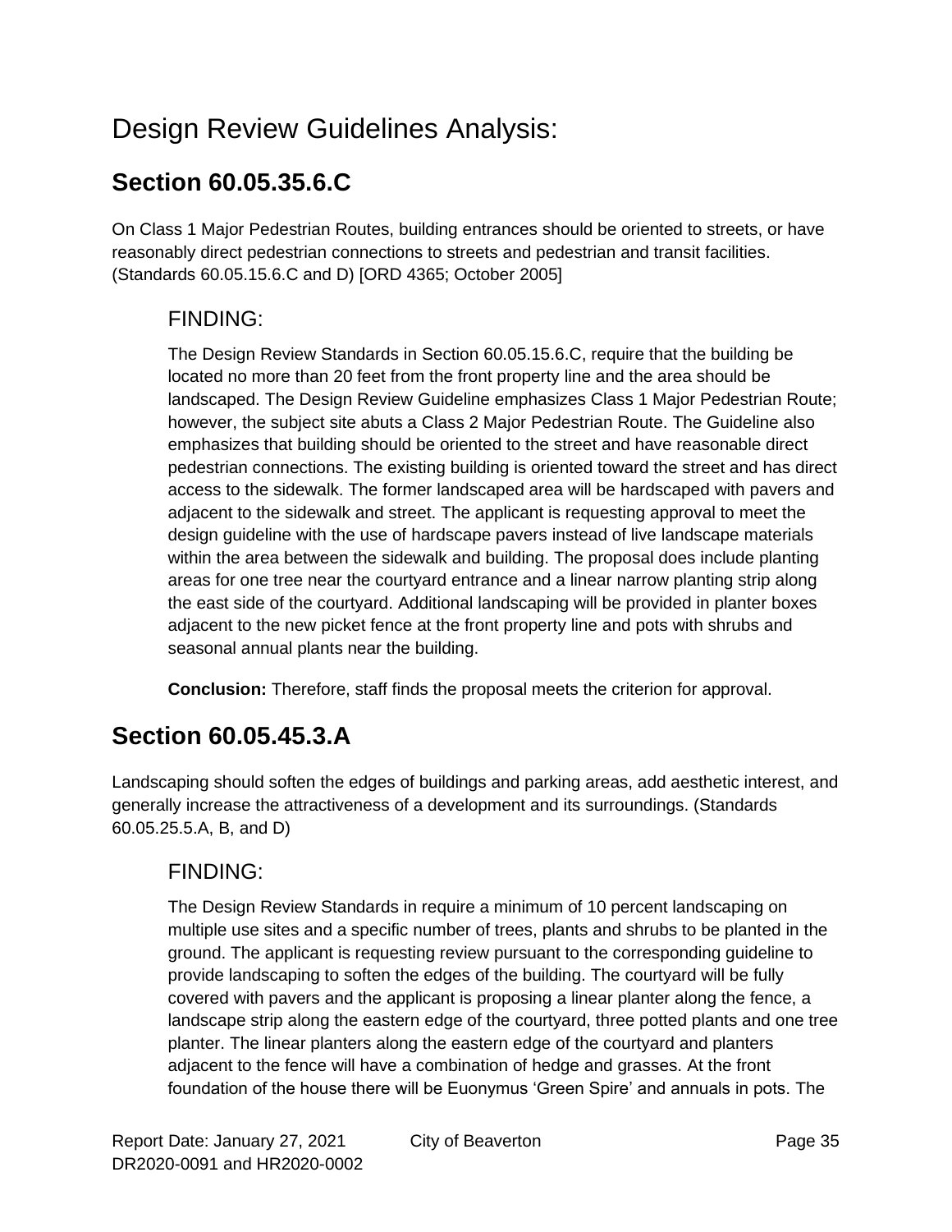# Design Review Guidelines Analysis:

## Section 60.05.35.6.C

On Class 1 Major Pedestrian Routes, building entrances should be oriented to streets, or have reasonably direct pedestrian connections to streets and pedestrian and transit facilities. (Standards 60.05.15.6.C and D) [ORD 4365; October 2005]

### FINDING:

The Design Review Standards in Section 60.05.15.6.C, require that the building be located no more than 20 feet from the front property line and the area should be landscaped. The Design Review Guideline emphasizes Class 1 Major Pedestrian Route; however, the subject site abuts a Class 2 Major Pedestrian Route. The Guideline also emphasizes that building should be oriented to the street and have reasonable direct pedestrian connections. The existing building is oriented toward the street and has direct access to the sidewalk. The former landscaped area will be hardscaped with pavers and adjacent to the sidewalk and street. The applicant is requesting approval to meet the design guideline with the use of hardscape pavers instead of live landscape materials within the area between the sidewalk and building. The proposal does include planting areas for one tree near the courtyard entrance and a linear narrow planting strip along the east side of the courtyard. Additional landscaping will be provided in planter boxes adjacent to the new picket fence at the front property line and pots with shrubs and seasonal annual plants near the building.

**Conclusion:** Therefore, staff finds the proposal meets the criterion for approval.

## Section 60.05.45.3.A

Landscaping should soften the edges of buildings and parking areas, add aesthetic interest, and generally increase the attractiveness of a development and its surroundings. (Standards 60.05.25.5.A, B, and D)

### FINDING:

The Design Review Standards in require a minimum of 10 percent landscaping on multiple use sites and a specific number of trees, plants and shrubs to be planted in the ground. The applicant is requesting review pursuant to the corresponding guideline to provide landscaping to soften the edges of the building. The courtyard will be fully covered with pavers and the applicant is proposing a linear planter along the fence, a landscape strip along the eastern edge of the courtyard, three potted plants and one tree planter. The linear planters along the eastern edge of the courtyard and planters adjacent to the fence will have a combination of hedge and grasses. At the front foundation of the house there will be Euonymus 'Green Spire' and annuals in pots. The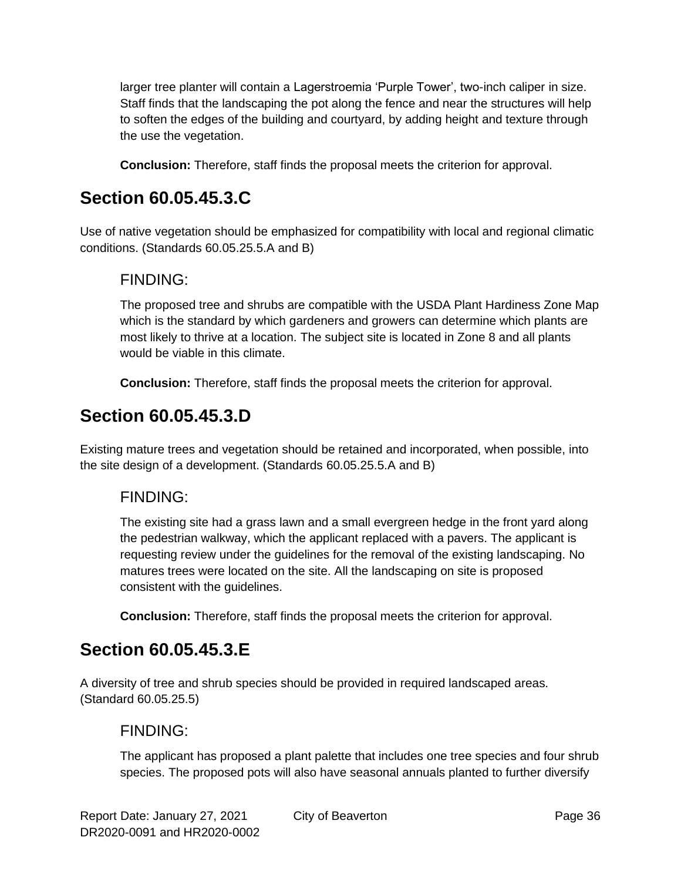larger tree planter will contain a Lagerstroemia 'Purple Tower', two-inch caliper in size. Staff finds that the landscaping the pot along the fence and near the structures will help to soften the edges of the building and courtyard, by adding height and texture through the use the vegetation.

**Conclusion:** Therefore, staff finds the proposal meets the criterion for approval.

## Section 60.05.45.3.C

Use of native vegetation should be emphasized for compatibility with local and regional climatic conditions. (Standards 60.05.25.5.A and B)

### FINDING:

The proposed tree and shrubs are compatible with the USDA Plant Hardiness Zone Map which is the standard by which gardeners and growers can determine which plants are most likely to thrive at a location. The subject site is located in Zone 8 and all plants would be viable in this climate.

**Conclusion:** Therefore, staff finds the proposal meets the criterion for approval.

## Section 60.05.45.3.D

Existing mature trees and vegetation should be retained and incorporated, when possible, into the site design of a development. (Standards 60.05.25.5.A and B)

### FINDING:

The existing site had a grass lawn and a small evergreen hedge in the front yard along the pedestrian walkway, which the applicant replaced with a pavers. The applicant is requesting review under the guidelines for the removal of the existing landscaping. No matures trees were located on the site. All the landscaping on site is proposed consistent with the guidelines.

**Conclusion:** Therefore, staff finds the proposal meets the criterion for approval.

## Section 60.05.45.3.E

A diversity of tree and shrub species should be provided in required landscaped areas. (Standard 60.05.25.5)

### FINDING:

The applicant has proposed a plant palette that includes one tree species and four shrub species. The proposed pots will also have seasonal annuals planted to further diversify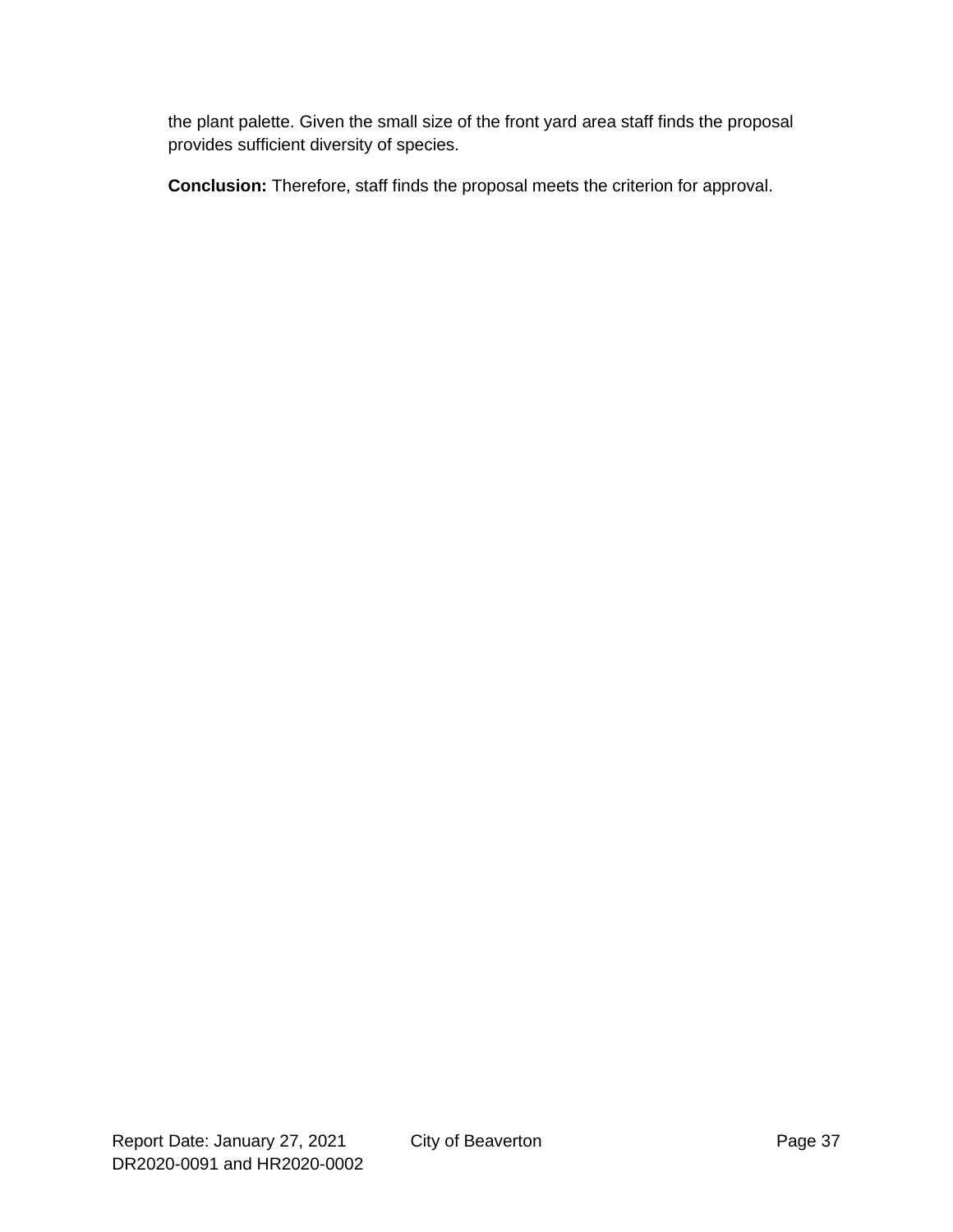the plant palette. Given the small size of the front yard area staff finds the proposal provides sufficient diversity of species.

**Conclusion:** Therefore, staff finds the proposal meets the criterion for approval.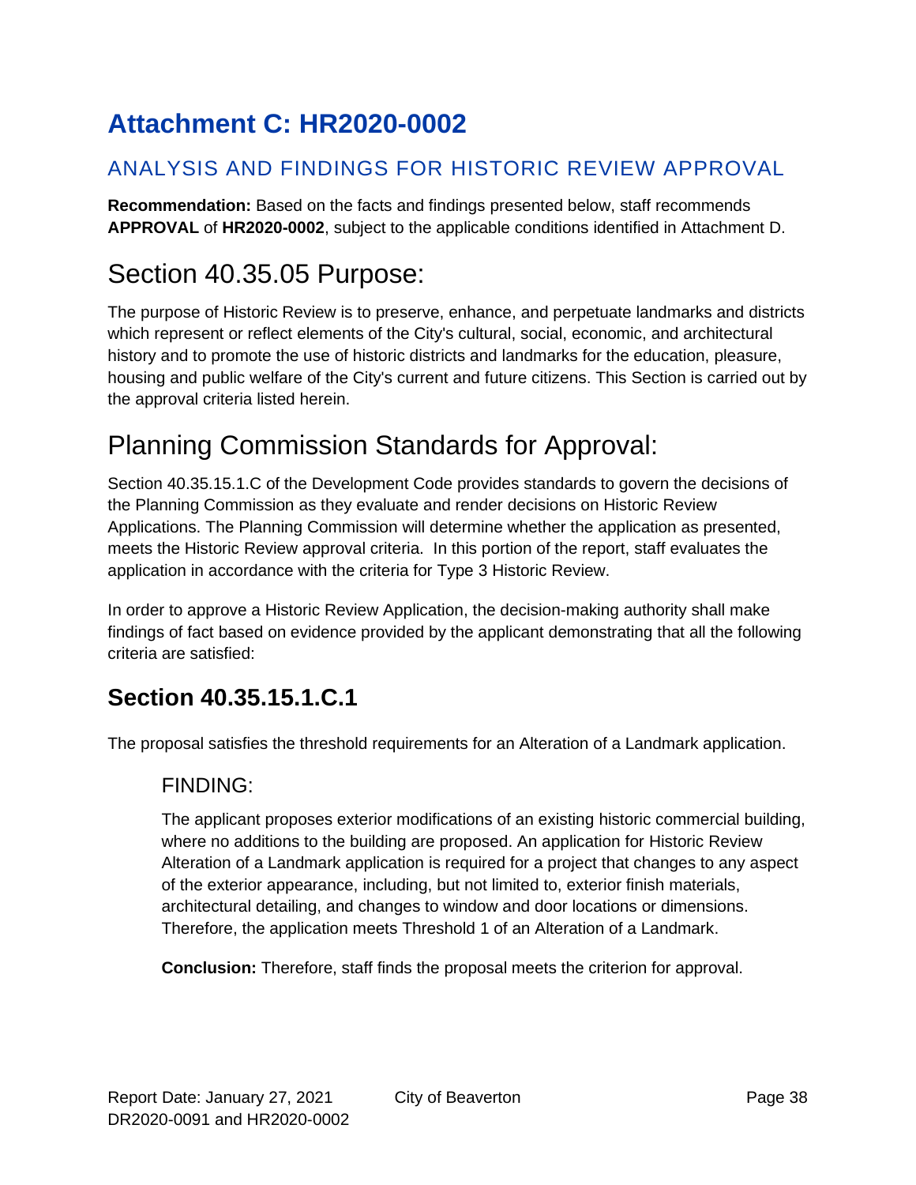# Attachment C: HR2020-0002

## ANALYSIS AND FINDINGS FOR HISTORIC REVIEW APPROVAL

**Recommendation:** Based on the facts and findings presented below, staff recommends **APPROVAL** of **HR2020-0002**, subject to the applicable conditions identified in Attachment D.

## Section 40.35.05 Purpose:

The purpose of Historic Review is to preserve, enhance, and perpetuate landmarks and districts which represent or reflect elements of the City's cultural, social, economic, and architectural history and to promote the use of historic districts and landmarks for the education, pleasure, housing and public welfare of the City's current and future citizens. This Section is carried out by the approval criteria listed herein.

## Planning Commission Standards for Approval:

Section 40.35.15.1.C of the Development Code provides standards to govern the decisions of the Planning Commission as they evaluate and render decisions on Historic Review Applications. The Planning Commission will determine whether the application as presented, meets the Historic Review approval criteria. In this portion of the report, staff evaluates the application in accordance with the criteria for Type 3 Historic Review.

In order to approve a Historic Review Application, the decision-making authority shall make findings of fact based on evidence provided by the applicant demonstrating that all the following criteria are satisfied:

### Section 40.35.15.1.C.1

The proposal satisfies the threshold requirements for an Alteration of a Landmark application.

#### FINDING:

The applicant proposes exterior modifications of an existing historic commercial building, where no additions to the building are proposed. An application for Historic Review Alteration of a Landmark application is required for a project that changes to any aspect of the exterior appearance, including, but not limited to, exterior finish materials, architectural detailing, and changes to window and door locations or dimensions. Therefore, the application meets Threshold 1 of an Alteration of a Landmark.

**Conclusion:** Therefore, staff finds the proposal meets the criterion for approval.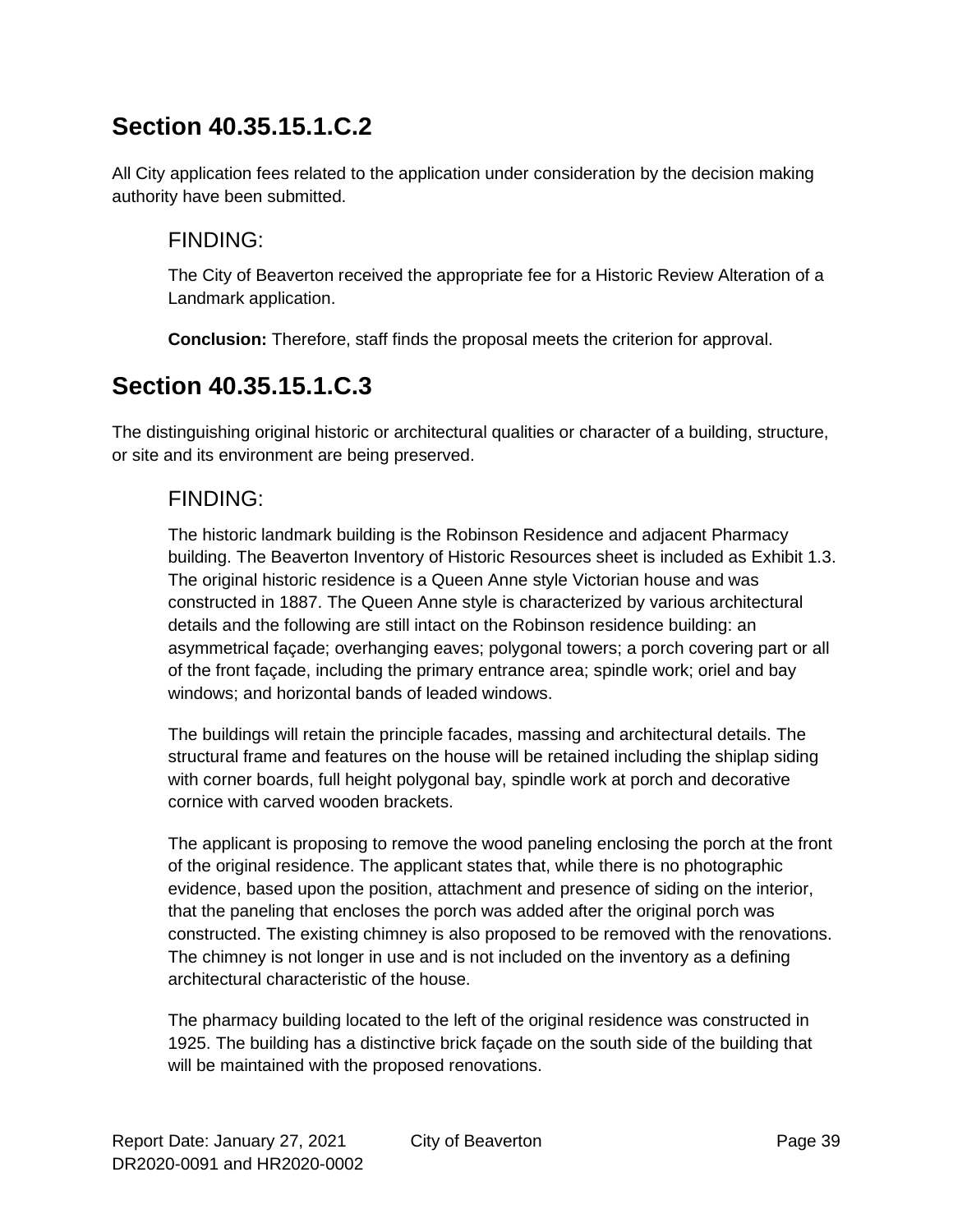## Section 40.35.15.1.C.2

All City application fees related to the application under consideration by the decision making authority have been submitted.

### FINDING:

The City of Beaverton received the appropriate fee for a Historic Review Alteration of a Landmark application.

**Conclusion:** Therefore, staff finds the proposal meets the criterion for approval.

## Section 40.35.15.1.C.3

The distinguishing original historic or architectural qualities or character of a building, structure, or site and its environment are being preserved.

### FINDING:

The historic landmark building is the Robinson Residence and adjacent Pharmacy building. The Beaverton Inventory of Historic Resources sheet is included as Exhibit 1.3. The original historic residence is a Queen Anne style Victorian house and was constructed in 1887. The Queen Anne style is characterized by various architectural details and the following are still intact on the Robinson residence building: an asymmetrical façade; overhanging eaves; polygonal towers; a porch covering part or all of the front façade, including the primary entrance area; spindle work; oriel and bay windows; and horizontal bands of leaded windows.

The buildings will retain the principle facades, massing and architectural details. The structural frame and features on the house will be retained including the shiplap siding with corner boards, full height polygonal bay, spindle work at porch and decorative cornice with carved wooden brackets.

The applicant is proposing to remove the wood paneling enclosing the porch at the front of the original residence. The applicant states that, while there is no photographic evidence, based upon the position, attachment and presence of siding on the interior, that the paneling that encloses the porch was added after the original porch was constructed. The existing chimney is also proposed to be removed with the renovations. The chimney is not longer in use and is not included on the inventory as a defining architectural characteristic of the house.

The pharmacy building located to the left of the original residence was constructed in 1925. The building has a distinctive brick façade on the south side of the building that will be maintained with the proposed renovations.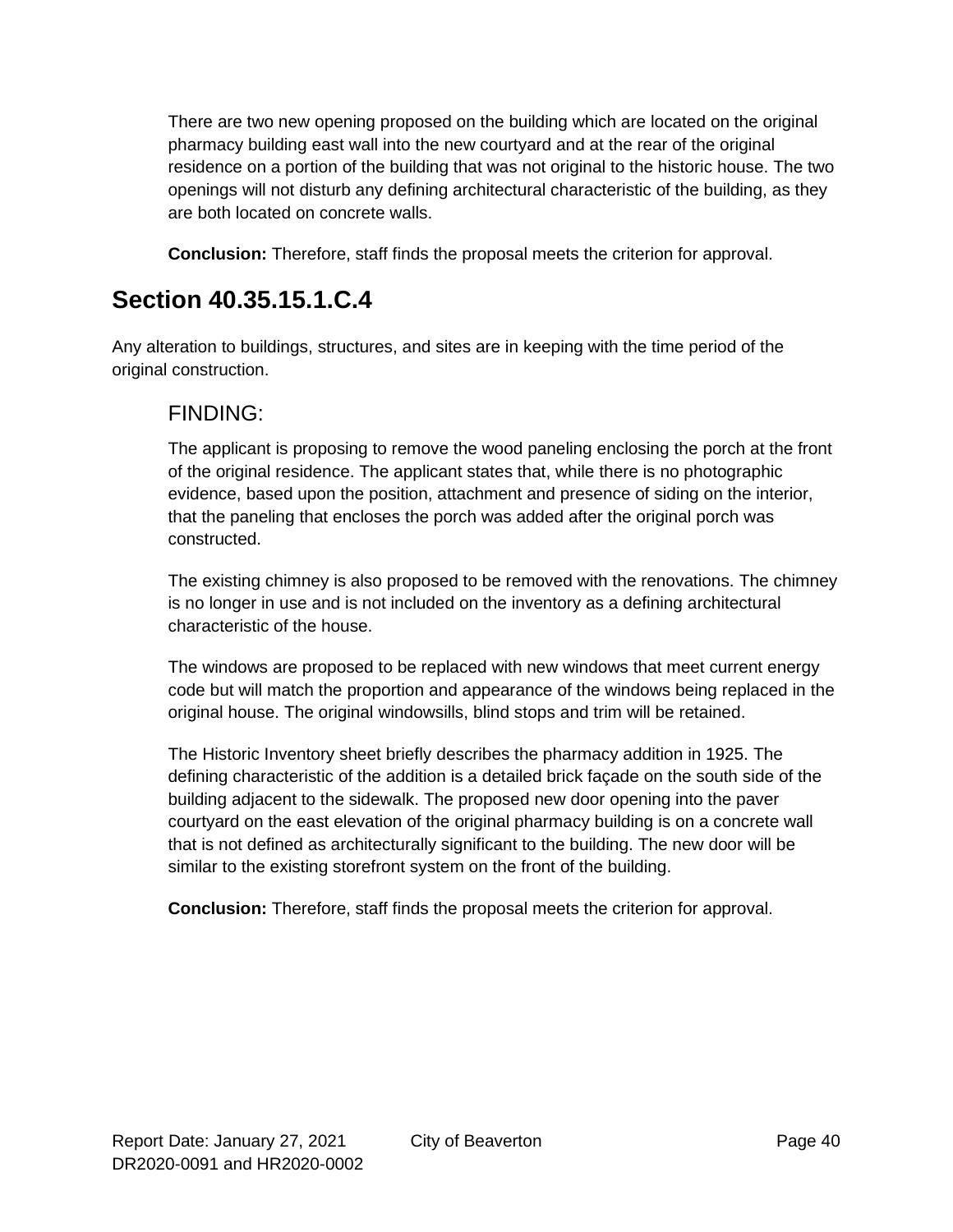There are two new opening proposed on the building which are located on the original pharmacy building east wall into the new courtyard and at the rear of the original residence on a portion of the building that was not original to the historic house. The two openings will not disturb any defining architectural characteristic of the building, as they are both located on concrete walls.

**Conclusion:** Therefore, staff finds the proposal meets the criterion for approval.

## Section 40.35.15.1.C.4

Any alteration to buildings, structures, and sites are in keeping with the time period of the original construction.

### FINDING:

The applicant is proposing to remove the wood paneling enclosing the porch at the front of the original residence. The applicant states that, while there is no photographic evidence, based upon the position, attachment and presence of siding on the interior, that the paneling that encloses the porch was added after the original porch was constructed.

The existing chimney is also proposed to be removed with the renovations. The chimney is no longer in use and is not included on the inventory as a defining architectural characteristic of the house.

The windows are proposed to be replaced with new windows that meet current energy code but will match the proportion and appearance of the windows being replaced in the original house. The original windowsills, blind stops and trim will be retained.

The Historic Inventory sheet briefly describes the pharmacy addition in 1925. The defining characteristic of the addition is a detailed brick façade on the south side of the building adjacent to the sidewalk. The proposed new door opening into the paver courtyard on the east elevation of the original pharmacy building is on a concrete wall that is not defined as architecturally significant to the building. The new door will be similar to the existing storefront system on the front of the building.

**Conclusion:** Therefore, staff finds the proposal meets the criterion for approval.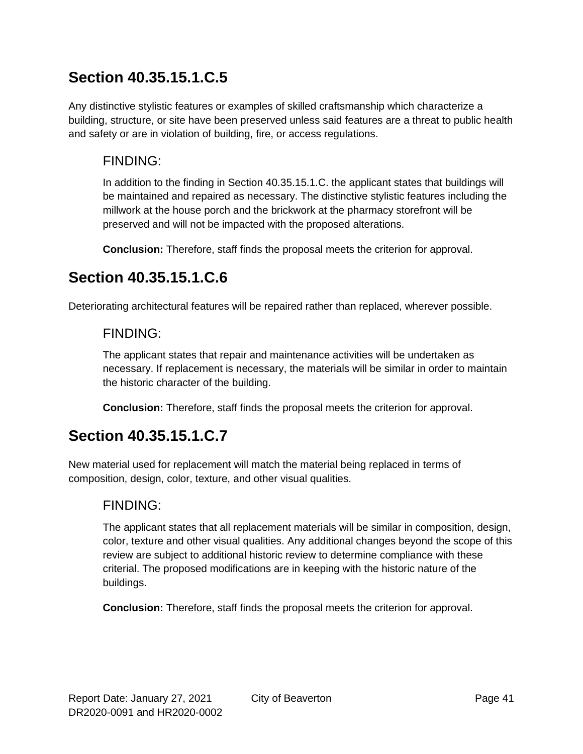## Section 40.35.15.1.C.5

Any distinctive stylistic features or examples of skilled craftsmanship which characterize a building, structure, or site have been preserved unless said features are a threat to public health and safety or are in violation of building, fire, or access regulations.

### FINDING:

In addition to the finding in Section 40.35.15.1.C. the applicant states that buildings will be maintained and repaired as necessary. The distinctive stylistic features including the millwork at the house porch and the brickwork at the pharmacy storefront will be preserved and will not be impacted with the proposed alterations.

**Conclusion:** Therefore, staff finds the proposal meets the criterion for approval.

## Section 40.35.15.1.C.6

Deteriorating architectural features will be repaired rather than replaced, wherever possible.

### FINDING:

The applicant states that repair and maintenance activities will be undertaken as necessary. If replacement is necessary, the materials will be similar in order to maintain the historic character of the building.

**Conclusion:** Therefore, staff finds the proposal meets the criterion for approval.

## Section 40.35.15.1.C.7

New material used for replacement will match the material being replaced in terms of composition, design, color, texture, and other visual qualities.

### FINDING:

The applicant states that all replacement materials will be similar in composition, design, color, texture and other visual qualities. Any additional changes beyond the scope of this review are subject to additional historic review to determine compliance with these criterial. The proposed modifications are in keeping with the historic nature of the buildings.

**Conclusion:** Therefore, staff finds the proposal meets the criterion for approval.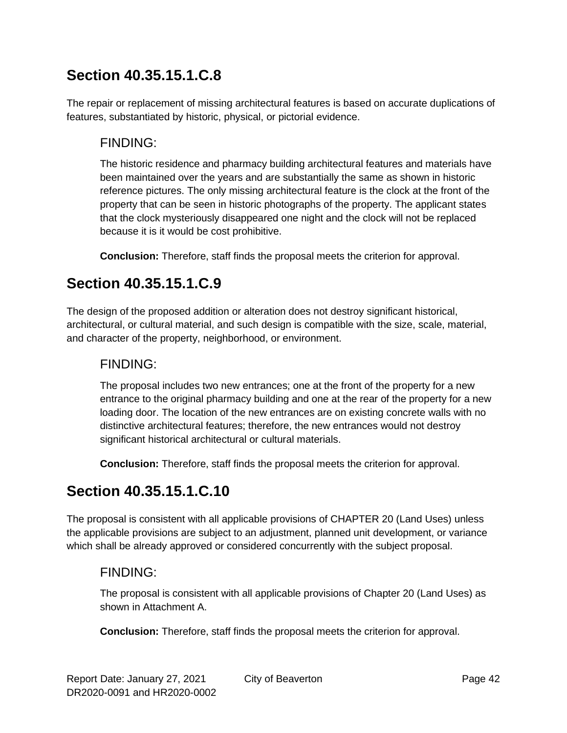## Section 40.35.15.1.C.8

The repair or replacement of missing architectural features is based on accurate duplications of features, substantiated by historic, physical, or pictorial evidence.

### FINDING:

The historic residence and pharmacy building architectural features and materials have been maintained over the years and are substantially the same as shown in historic reference pictures. The only missing architectural feature is the clock at the front of the property that can be seen in historic photographs of the property. The applicant states that the clock mysteriously disappeared one night and the clock will not be replaced because it is it would be cost prohibitive.

**Conclusion:** Therefore, staff finds the proposal meets the criterion for approval.

## Section 40.35.15.1.C.9

The design of the proposed addition or alteration does not destroy significant historical, architectural, or cultural material, and such design is compatible with the size, scale, material, and character of the property, neighborhood, or environment.

### FINDING:

The proposal includes two new entrances; one at the front of the property for a new entrance to the original pharmacy building and one at the rear of the property for a new loading door. The location of the new entrances are on existing concrete walls with no distinctive architectural features; therefore, the new entrances would not destroy significant historical architectural or cultural materials.

**Conclusion:** Therefore, staff finds the proposal meets the criterion for approval.

## Section 40.35.15.1.C.10

The proposal is consistent with all applicable provisions of CHAPTER 20 (Land Uses) unless the applicable provisions are subject to an adjustment, planned unit development, or variance which shall be already approved or considered concurrently with the subject proposal.

### FINDING:

The proposal is consistent with all applicable provisions of Chapter 20 (Land Uses) as shown in Attachment A.

**Conclusion:** Therefore, staff finds the proposal meets the criterion for approval.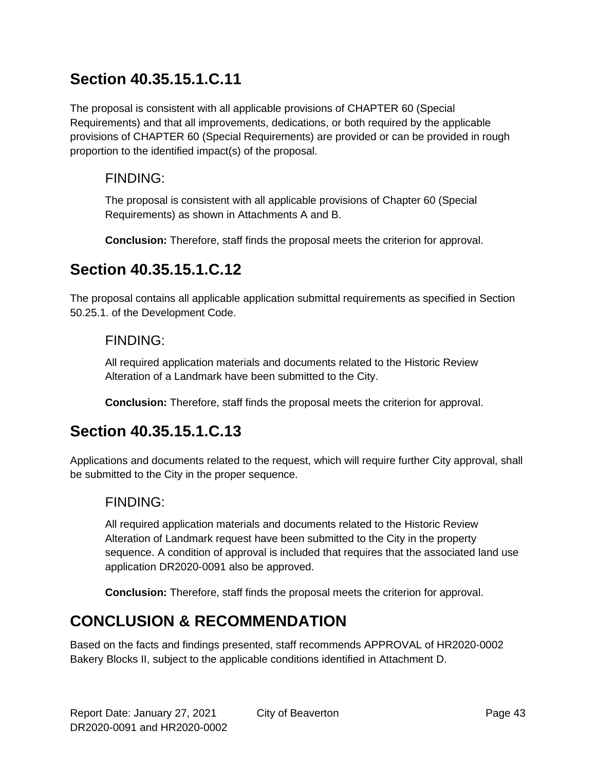## Section 40.35.15.1.C.11

The proposal is consistent with all applicable provisions of CHAPTER 60 (Special Requirements) and that all improvements, dedications, or both required by the applicable provisions of CHAPTER 60 (Special Requirements) are provided or can be provided in rough proportion to the identified impact(s) of the proposal.

### FINDING:

The proposal is consistent with all applicable provisions of Chapter 60 (Special Requirements) as shown in Attachments A and B.

**Conclusion:** Therefore, staff finds the proposal meets the criterion for approval.

## Section 40.35.15.1.C.12

The proposal contains all applicable application submittal requirements as specified in Section 50.25.1. of the Development Code.

### FINDING:

All required application materials and documents related to the Historic Review Alteration of a Landmark have been submitted to the City.

**Conclusion:** Therefore, staff finds the proposal meets the criterion for approval.

## Section 40.35.15.1.C.13

Applications and documents related to the request, which will require further City approval, shall be submitted to the City in the proper sequence.

### FINDING:

All required application materials and documents related to the Historic Review Alteration of Landmark request have been submitted to the City in the property sequence. A condition of approval is included that requires that the associated land use application DR2020-0091 also be approved.

**Conclusion:** Therefore, staff finds the proposal meets the criterion for approval.

## CONCLUSION & RECOMMENDATION

Based on the facts and findings presented, staff recommends APPROVAL of HR2020-0002 Bakery Blocks II, subject to the applicable conditions identified in Attachment D.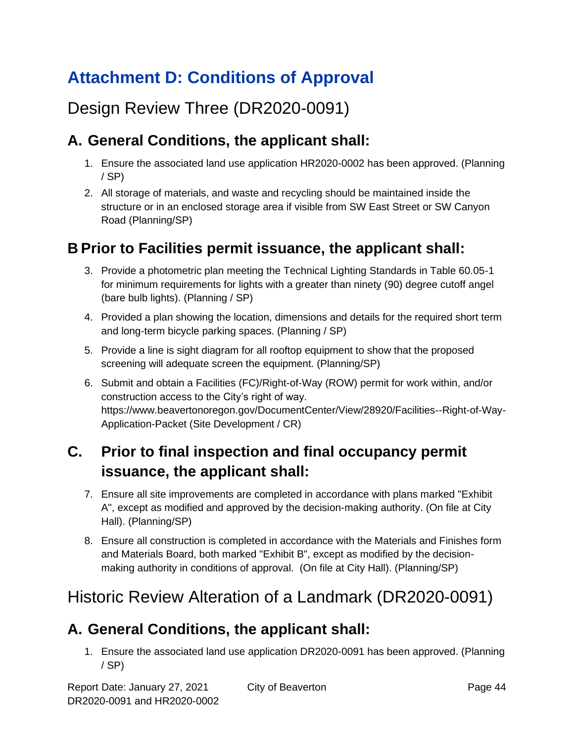# Attachment D: Conditions of Approval

## Design Review Three (DR2020-0091)

### A. General Conditions, the applicant shall:

1. Ensure the associated land use application HR2020-0002 has been approved. (Planning / SP)
2. All storage of materials, and waste and recycling should be maintained inside the structure or in an enclosed storage area if visible from SW East Street or SW Canyon Road (Planning/SP)

### B Prior to Facilities permit issuance, the applicant shall:

3. Provide a photometric plan meeting the Technical Lighting Standards in Table 60.05-1 for minimum requirements for lights with a greater than ninety (90) degree cutoff angel (bare bulb lights). (Planning / SP)
4. Provided a plan showing the location, dimensions and details for the required short term and long-term bicycle parking spaces. (Planning / SP)
5. Provide a line is sight diagram for all rooftop equipment to show that the proposed screening will adequate screen the equipment. (Planning/SP)
6. Submit and obtain a Facilities (FC)/Right-of-Way (ROW) permit for work within, and/or construction access to the City's right of way. https://www.beavertonoregon.gov/DocumentCenter/View/28920/Facilities--Right-of-Way-Application-Packet (Site Development / CR)

### C. Prior to final inspection and final occupancy permit issuance, the applicant shall:

7. Ensure all site improvements are completed in accordance with plans marked "Exhibit A", except as modified and approved by the decision-making authority. (On file at City Hall). (Planning/SP)
8. Ensure all construction is completed in accordance with the Materials and Finishes form and Materials Board, both marked "Exhibit B", except as modified by the decision-making authority in conditions of approval. (On file at City Hall). (Planning/SP)

## Historic Review Alteration of a Landmark (DR2020-0091)

### A. General Conditions, the applicant shall:

1. Ensure the associated land use application DR2020-0091 has been approved. (Planning / SP)